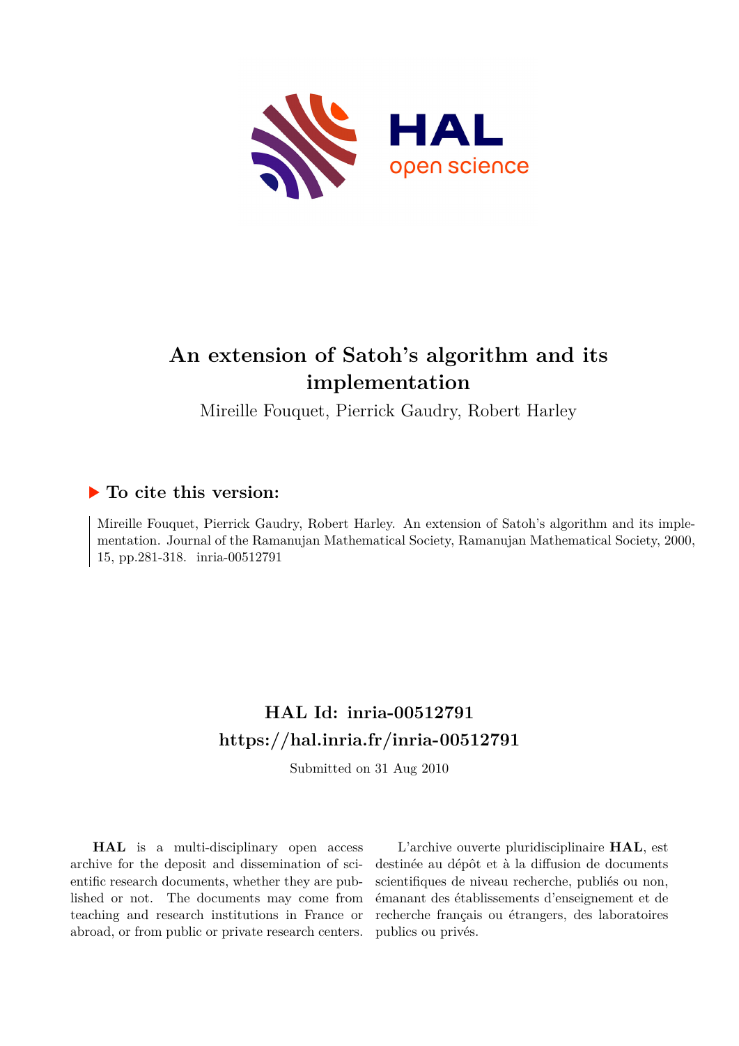# An extension of Satoh's algorithm and its implementation

Mireille Fouquet, Pierrick Gaudry, Robert Harley

## ▶ To cite this version:

Mireille Fouquet, Pierrick Gaudry, Robert Harley. An extension of Satoh's algorithm and its implementation. Journal of the Ramanujan Mathematical Society, Ramanujan Mathematical Society, 2000, 15, pp.281-318. inria-00512791

## HAL Id: inria-00512791

## https://hal.inria.fr/inria-00512791

Submitted on 31 Aug 2010

**HAL** is a multi-disciplinary open access archive for the deposit and dissemination of scientific research documents, whether they are published or not. The documents may come from teaching and research institutions in France or abroad, or from public or private research centers.

L'archive ouverte pluridisciplinaire **HAL**, est destinée au dépôt et à la diffusion de documents scientifiques de niveau recherche, publiés ou non, émanant des établissements d'enseignement et de recherche français ou étrangers, des laboratoires publics ou privés.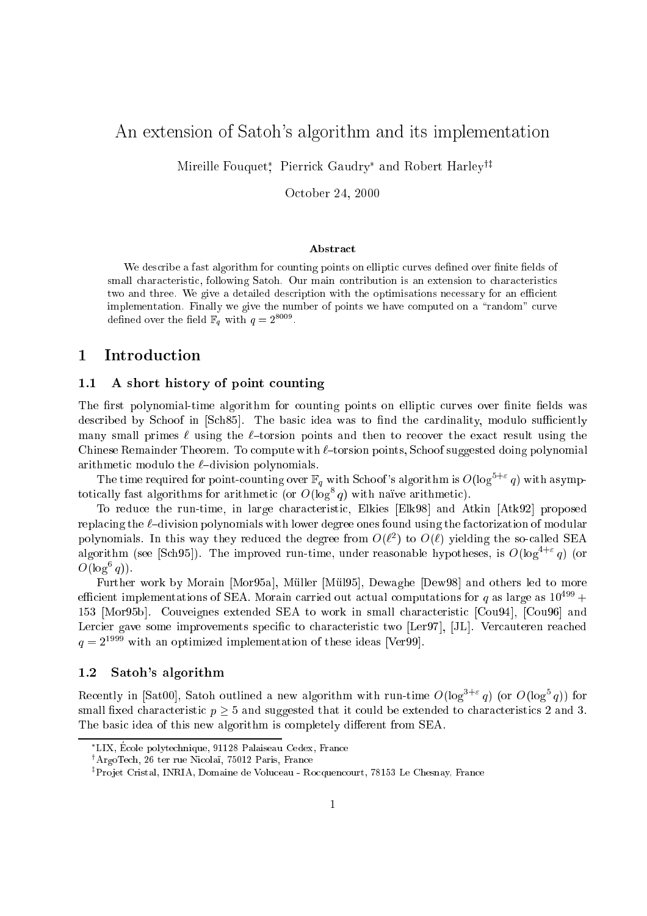# An extension of Satoh's algorithm and its implementation

Mireille Fouquet[*], Pierrick Gaudry[*] and Robert Harley[†‡]

October 24, 2000

**Abstract**

We describe a fast algorithm for counting points on elliptic curves defined over finite fields of small characteristic, following Satoh. Our main contribution is an extension to characteristics two and three. We give a detailed description with the optimisations necessary for an efficient implementation. Finally we give the number of points we have computed on a "random" curve defined over the field $\mathbb{F}_q$ with $q = 2^{8009}$.

## 1 Introduction

### 1.1 A short history of point counting

The first polynomial-time algorithm for counting points on elliptic curves over finite fields was described by Schoof in [Sch85]. The basic idea was to find the cardinality, modulo sufficiently many small primes $\ell$ using the $\ell$–torsion points and then to recover the exact result using the Chinese Remainder Theorem. To compute with $\ell$–torsion points, Schoof suggested doing polynomial arithmetic modulo the $\ell$–division polynomials.

The time required for point-counting over $\mathbb{F}_q$ with Schoof's algorithm is $O(\log^{5+\varepsilon} q)$ with asymptotically fast algorithms for arithmetic (or $O(\log^8 q)$ with naïve arithmetic).

To reduce the run-time, in large characteristic, Elkies [Elk98] and Atkin [Atk92] proposed replacing the $\ell$–division polynomials with lower degree ones found using the factorization of modular polynomials. In this way they reduced the degree from $O(\ell^2)$ to $O(\ell)$ yielding the so-called SEA algorithm (see [Sch95]). The improved run-time, under reasonable hypotheses, is $O(\log^{4+\varepsilon} q)$ (or $O(\log^6 q)$).

Further work by Morain [Mor95a], Müller [Mül95], Dewaghe [Dew98] and others led to more efficient implementations of SEA. Morain carried out actual computations for $q$ as large as $10^{499} + 153$ [Mor95b]. Couveignes extended SEA to work in small characteristic [Cou94], [Cou96] and Lercier gave some improvements specific to characteristic two [Ler97], [JL]. Vercauteren reached $q = 2^{1999}$ with an optimized implementation of these ideas [Ver99].

### 1.2 Satoh's algorithm

Recently in [Sat00], Satoh outlined a new algorithm with run-time $O(\log^{3+\varepsilon} q)$ (or $O(\log^5 q)$) for small fixed characteristic $p \geq 5$ and suggested that it could be extended to characteristics 2 and 3. The basic idea of this new algorithm is completely different from SEA.

[*] LIX, École polytechnique, 91128 Palaiseau Cedex, France

[†] ArgoTech, 26 ter rue Nicolaï, 75012 Paris, France

[‡] Projet Cristal, INRIA, Domaine de Voluceau - Rocquencourt, 78153 Le Chesnay, France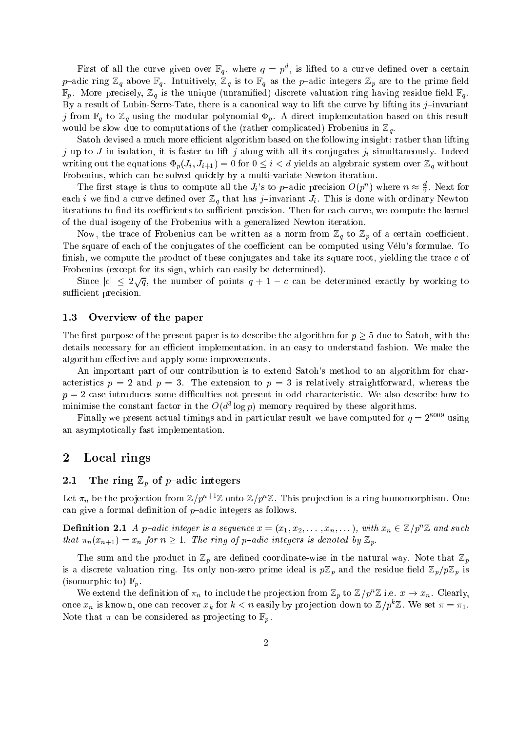First of all the curve given over $\mathbb{F}_q$, where $q = p^d$, is lifted to a curve defined over a certain $p$–adic ring $\mathbb{Z}_q$ above $\mathbb{F}_q$. Intuitively, $\mathbb{Z}_q$ is to $\mathbb{F}_q$ as the $p$–adic integers $\mathbb{Z}_p$ are to the prime field $\mathbb{F}_p$. More precisely, $\mathbb{Z}_q$ is the unique (unramified) discrete valuation ring having residue field $\mathbb{F}_q$. By a result of Lubin-Serre-Tate, there is a canonical way to lift the curve by lifting its $j$–invariant $j$ from $\mathbb{F}_q$ to $\mathbb{Z}_q$ using the modular polynomial $\Phi_p$. A direct implementation based on this result would be slow due to computations of the (rather complicated) Frobenius in $\mathbb{Z}_q$.

Satoh devised a much more efficient algorithm based on the following insight: rather than lifting $j$ up to $J$ in isolation, it is faster to lift $j$ along with all its conjugates $j_i$ simultaneously. Indeed writing out the equations $\Phi_p(J_i, J_{i+1}) = 0$ for $0 \leq i < d$ yields an algebraic system over $\mathbb{Z}_q$ without Frobenius, which can be solved quickly by a multi-variate Newton iteration.

The first stage is thus to compute all the $J_i$'s to $p$–adic precision $O(p^n)$ where $n \approx \frac{d}{2}$. Next for each $i$ we find a curve defined over $\mathbb{Z}_q$ that has $j$–invariant $J_i$. This is done with ordinary Newton iterations to find its coefficients to sufficient precision. Then for each curve, we compute the kernel of the dual isogeny of the Frobenius with a generalized Newton iteration.

Now, the trace of Frobenius can be written as a norm from $\mathbb{Z}_q$ to $\mathbb{Z}_p$ of a certain coefficient. The square of each of the conjugates of the coefficient can be computed using Vélu's formulae. To finish, we compute the product of these conjugates and take its square root, yielding the trace $c$ of Frobenius (except for its sign, which can easily be determined).

Since $|c| \leq 2\sqrt{q}$, the number of points $q + 1 - c$ can be determined exactly by working to sufficient precision.

### 1.3 Overview of the paper

The first purpose of the present paper is to describe the algorithm for $p \geq 5$ due to Satoh, with the details necessary for an efficient implementation, in an easy to understand fashion. We make the algorithm effective and apply some improvements.

An important part of our contribution is to extend Satoh's method to an algorithm for characteristics $p = 2$ and $p = 3$. The extension to $p = 3$ is relatively straightforward, whereas the $p = 2$ case introduces some difficulties not present in odd characteristic. We also describe how to minimise the constant factor in the $O(d^3 \log p)$ memory required by these algorithms.

Finally we present actual timings and in particular result we have computed for $q = 2^{8009}$ using an asymptotically fast implementation.

## 2 Local rings

### 2.1 The ring $\mathbb{Z}_p$ of $p$–adic integers

Let $\pi_n$ be the projection from $\mathbb{Z}/p^{n+1}\mathbb{Z}$ onto $\mathbb{Z}/p^n\mathbb{Z}$. This projection is a ring homomorphism. One can give a formal definition of $p$–adic integers as follows.

**Definition 2.1** *A $p$–adic integer is a sequence $x = (x_1, x_2, \ldots, x_n, \ldots)$, with $x_n \in \mathbb{Z}/p^n\mathbb{Z}$ and such that $\pi_n(x_{n+1}) = x_n$ for $n \geq 1$. The ring of $p$–adic integers is denoted by $\mathbb{Z}_p$.*

The sum and the product in $\mathbb{Z}_p$ are defined coordinate-wise in the natural way. Note that $\mathbb{Z}_p$ is a discrete valuation ring. Its only non-zero prime ideal is $p\mathbb{Z}_p$ and the residue field $\mathbb{Z}_p/p\mathbb{Z}_p$ is (isomorphic to) $\mathbb{F}_p$.

We extend the definition of $\pi_n$ to include the projection from $\mathbb{Z}_p$ to $\mathbb{Z}/p^n\mathbb{Z}$ i.e. $x \mapsto x_n$. Clearly, once $x_n$ is known, one can recover $x_k$ for $k < n$ easily by projection down to $\mathbb{Z}/p^k\mathbb{Z}$. We set $\pi = \pi_1$. Note that $\pi$ can be considered as projecting to $\mathbb{F}_p$.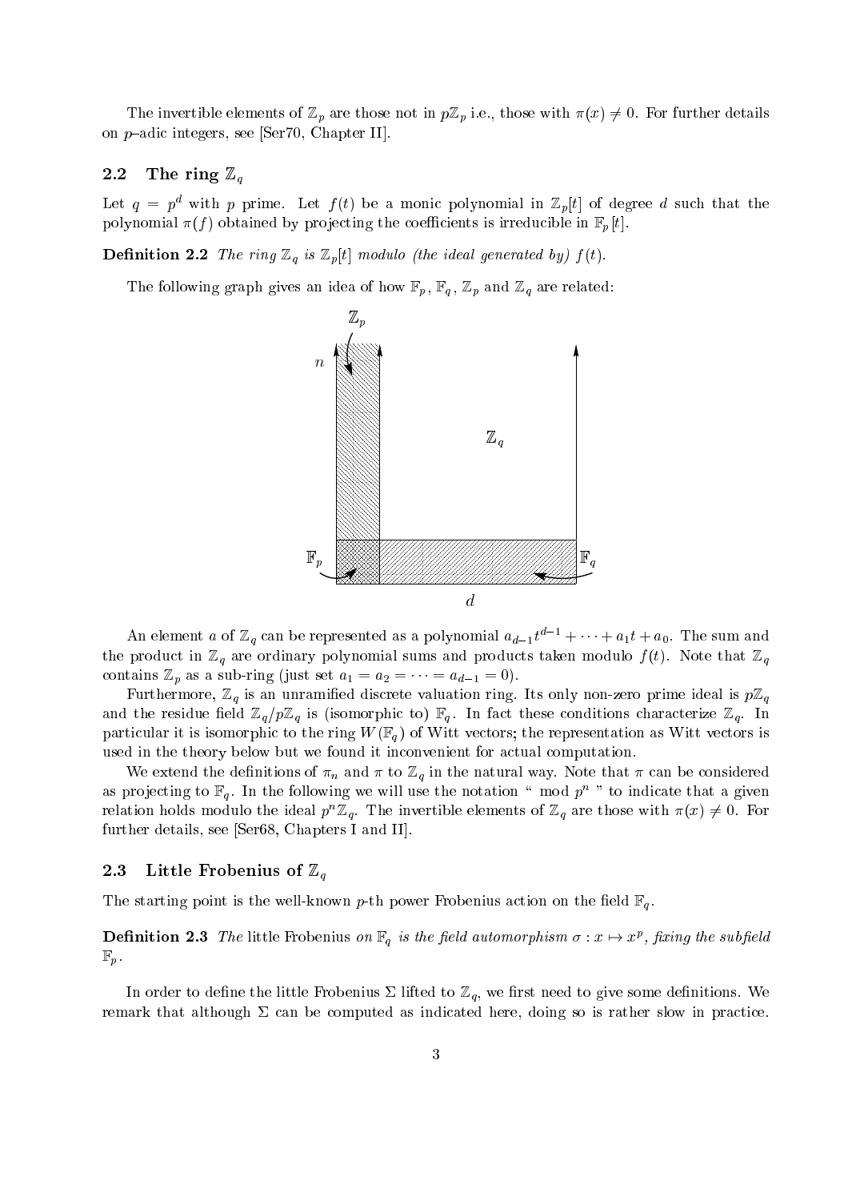The invertible elements of $\mathbb{Z}_p$ are those not in $p\mathbb{Z}_p$ i.e., those with $\pi(x) \neq 0$. For further details on $p$–adic integers, see [Ser70, Chapter II].

## 2.2 The ring $\mathbb{Z}_q$

Let $q = p^d$ with $p$ prime. Let $f(t)$ be a monic polynomial in $\mathbb{Z}_p[t]$ of degree $d$ such that the polynomial $\pi(f)$ obtained by projecting the coefficients is irreducible in $\mathbb{F}_p[t]$.

**Definition 2.2** *The ring $\mathbb{Z}_q$ is $\mathbb{Z}_p[t]$ modulo (the ideal generated by) $f(t)$.*

The following graph gives an idea of how $\mathbb{F}_p$, $\mathbb{F}_q$, $\mathbb{Z}_p$ and $\mathbb{Z}_q$ are related:

An element $a$ of $\mathbb{Z}_q$ can be represented as a polynomial $a_{d-1}t^{d-1} + \cdots + a_1 t + a_0$. The sum and the product in $\mathbb{Z}_q$ are ordinary polynomial sums and products taken modulo $f(t)$. Note that $\mathbb{Z}_q$ contains $\mathbb{Z}_p$ as a sub-ring (just set $a_1 = a_2 = \cdots = a_{d-1} = 0$).

Furthermore, $\mathbb{Z}_q$ is an unramified discrete valuation ring. Its only non-zero prime ideal is $p\mathbb{Z}_q$ and the residue field $\mathbb{Z}_q/p\mathbb{Z}_q$ is (isomorphic to) $\mathbb{F}_q$. In fact these conditions characterize $\mathbb{Z}_q$. In particular it is isomorphic to the ring $W(\mathbb{F}_q)$ of Witt vectors; the representation as Witt vectors is used in the theory below but we found it inconvenient for actual computation.

We extend the definitions of $\pi_n$ and $\pi$ to $\mathbb{Z}_q$ in the natural way. Note that $\pi$ can be considered as projecting to $\mathbb{F}_q$. In the following we will use the notation " mod $p^n$ " to indicate that a given relation holds modulo the ideal $p^n\mathbb{Z}_q$. The invertible elements of $\mathbb{Z}_q$ are those with $\pi(x) \neq 0$. For further details, see [Ser68, Chapters I and II].

## 2.3 Little Frobenius of $\mathbb{Z}_q$

The starting point is the well-known $p$-th power Frobenius action on the field $\mathbb{F}_q$.

**Definition 2.3** *The* little Frobenius *on $\mathbb{F}_q$ is the field automorphism $\sigma : x \mapsto x^p$, fixing the subfield $\mathbb{F}_p$.*

In order to define the little Frobenius $\Sigma$ lifted to $\mathbb{Z}_q$, we first need to give some definitions. We remark that although $\Sigma$ can be computed as indicated here, doing so is rather slow in practice.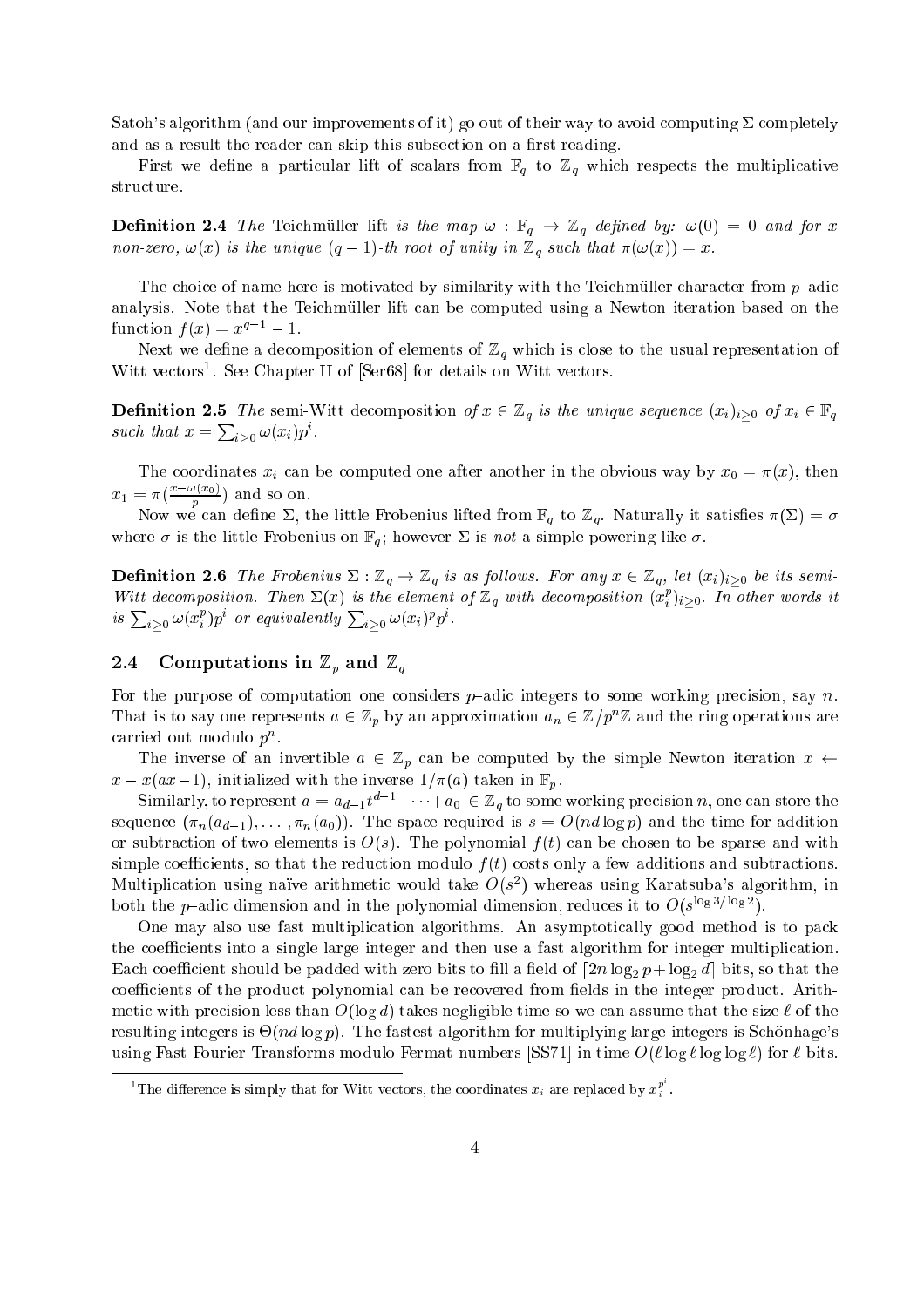Satoh's algorithm (and our improvements of it) go out of their way to avoid computing $\Sigma$ completely and as a result the reader can skip this subsection on a first reading.

First we define a particular lift of scalars from $\mathbb{F}_q$ to $\mathbb{Z}_q$ which respects the multiplicative structure.

**Definition 2.4** *The* Teichmüller lift *is the map $\omega : \mathbb{F}_q \to \mathbb{Z}_q$ defined by: $\omega(0) = 0$ and for $x$ non-zero, $\omega(x)$ is the unique $(q-1)$-th root of unity in $\mathbb{Z}_q$ such that $\pi(\omega(x)) = x$.*

The choice of name here is motivated by similarity with the Teichmüller character from $p$–adic analysis. Note that the Teichmüller lift can be computed using a Newton iteration based on the function $f(x) = x^{q-1} - 1$.

Next we define a decomposition of elements of $\mathbb{Z}_q$ which is close to the usual representation of Witt vectors[1]. See Chapter II of [Ser68] for details on Witt vectors.

**Definition 2.5** *The* semi-Witt decomposition *of $x \in \mathbb{Z}_q$ is the unique sequence $(x_i)_{i\geq 0}$ of $x_i \in \mathbb{F}_q$ such that $x = \sum_{i\geq 0} \omega(x_i)p^i$.*

The coordinates $x_i$ can be computed one after another in the obvious way by $x_0 = \pi(x)$, then $x_1 = \pi(\frac{x-\omega(x_0)}{p})$ and so on.

Now we can define $\Sigma$, the little Frobenius lifted from $\mathbb{F}_q$ to $\mathbb{Z}_q$. Naturally it satisfies $\pi(\Sigma) = \sigma$ where $\sigma$ is the little Frobenius on $\mathbb{F}_q$; however $\Sigma$ is *not* a simple powering like $\sigma$.

**Definition 2.6** *The Frobenius $\Sigma : \mathbb{Z}_q \to \mathbb{Z}_q$ is as follows. For any $x \in \mathbb{Z}_q$, let $(x_i)_{i\geq 0}$ be its semi-Witt decomposition. Then $\Sigma(x)$ is the element of $\mathbb{Z}_q$ with decomposition $(x_i^p)_{i\geq 0}$. In other words it is $\sum_{i\geq 0} \omega(x_i^p)p^i$ or equivalently $\sum_{i\geq 0} \omega(x_i)^p p^i$.*

## 2.4 Computations in $\mathbb{Z}_p$ and $\mathbb{Z}_q$

For the purpose of computation one considers $p$–adic integers to some working precision, say $n$. That is to say one represents $a \in \mathbb{Z}_p$ by an approximation $a_n \in \mathbb{Z}/p^n\mathbb{Z}$ and the ring operations are carried out modulo $p^n$.

The inverse of an invertible $a \in \mathbb{Z}_p$ can be computed by the simple Newton iteration $x \leftarrow x - x(ax-1)$, initialized with the inverse $1/\pi(a)$ taken in $\mathbb{F}_p$.

Similarly, to represent $a = a_{d-1}t^{d-1} + \cdots + a_0 \in \mathbb{Z}_q$ to some working precision $n$, one can store the sequence $(\pi_n(a_{d-1}), \ldots, \pi_n(a_0))$. The space required is $s = O(nd \log p)$ and the time for addition or subtraction of two elements is $O(s)$. The polynomial $f(t)$ can be chosen to be sparse and with simple coefficients, so that the reduction modulo $f(t)$ costs only a few additions and subtractions. Multiplication using naïve arithmetic would take $O(s^2)$ whereas using Karatsuba's algorithm, in both the $p$–adic dimension and in the polynomial dimension, reduces it to $O(s^{\log 3/\log 2})$.

One may also use fast multiplication algorithms. An asymptotically good method is to pack the coefficients into a single large integer and then use a fast algorithm for integer multiplication. Each coefficient should be padded with zero bits to fill a field of $\lceil 2n \log_2 p + \log_2 d \rceil$ bits, so that the coefficients of the product polynomial can be recovered from fields in the integer product. Arithmetic with precision less than $O(\log d)$ takes negligible time so we can assume that the size $\ell$ of the resulting integers is $\Theta(nd \log p)$. The fastest algorithm for multiplying large integers is Schönhage's using Fast Fourier Transforms modulo Fermat numbers [SS71] in time $O(\ell \log \ell \log \log \ell)$ for $\ell$ bits.

[1] The difference is simply that for Witt vectors, the coordinates $x_i$ are replaced by $x_i^{p^i}$.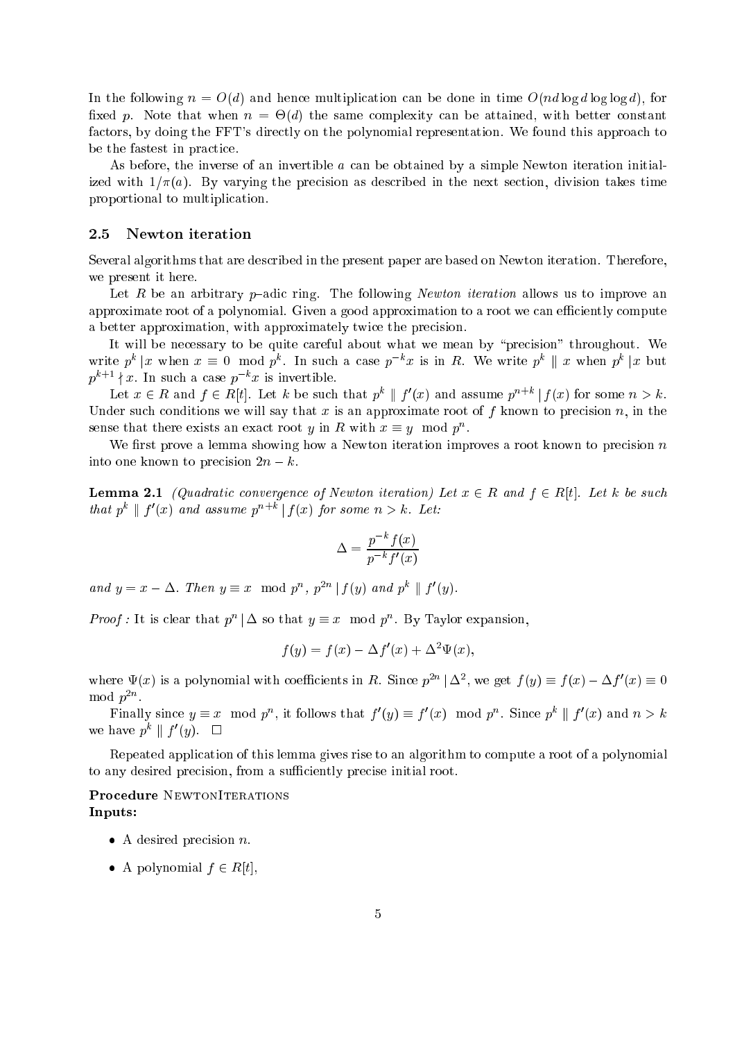In the following $n = O(d)$ and hence multiplication can be done in time $O(nd \log d \log \log d)$, for fixed $p$. Note that when $n = \Theta(d)$ the same complexity can be attained, with better constant factors, by doing the FFT's directly on the polynomial representation. We found this approach to be the fastest in practice.

As before, the inverse of an invertible $a$ can be obtained by a simple Newton iteration initialized with $1/\pi(a)$. By varying the precision as described in the next section, division takes time proportional to multiplication.

## 2.5 Newton iteration

Several algorithms that are described in the present paper are based on Newton iteration. Therefore, we present it here.

Let $R$ be an arbitrary $p$–adic ring. The following *Newton iteration* allows us to improve an approximate root of a polynomial. Given a good approximation to a root we can efficiently compute a better approximation, with approximately twice the precision.

It will be necessary to be quite careful about what we mean by "precision" throughout. We write $p^k \mid x$ when $x \equiv 0 \mod p^k$. In such a case $p^{-k}x$ is in $R$. We write $p^k \parallel x$ when $p^k \mid x$ but $p^{k+1} \nmid x$. In such a case $p^{-k}x$ is invertible.

Let $x \in R$ and $f \in R[t]$. Let $k$ be such that $p^k \parallel f'(x)$ and assume $p^{n+k} \mid f(x)$ for some $n > k$. Under such conditions we will say that $x$ is an approximate root of $f$ known to precision $n$, in the sense that there exists an exact root $y$ in $R$ with $x \equiv y \mod p^n$.

We first prove a lemma showing how a Newton iteration improves a root known to precision $n$ into one known to precision $2n - k$.

**Lemma 2.1** *(Quadratic convergence of Newton iteration) Let $x \in R$ and $f \in R[t]$. Let $k$ be such that $p^k \parallel f'(x)$ and assume $p^{n+k} \mid f(x)$ for some $n > k$. Let:*

$$\Delta = \frac{p^{-k} f(x)}{p^{-k} f'(x)}$$

*and $y = x - \Delta$. Then $y \equiv x \mod p^n$, $p^{2n} \mid f(y)$ and $p^k \parallel f'(y)$.*

*Proof :* It is clear that $p^n \mid \Delta$ so that $y \equiv x \mod p^n$. By Taylor expansion,

$$f(y) = f(x) - \Delta f'(x) + \Delta^2 \Psi(x),$$

where $\Psi(x)$ is a polynomial with coefficients in $R$. Since $p^{2n} \mid \Delta^2$, we get $f(y) \equiv f(x) - \Delta f'(x) \equiv 0 \mod p^{2n}$.

Finally since $y \equiv x \mod p^n$, it follows that $f'(y) \equiv f'(x) \mod p^n$. Since $p^k \parallel f'(x)$ and $n > k$ we have $p^k \parallel f'(y)$. □

Repeated application of this lemma gives rise to an algorithm to compute a root of a polynomial to any desired precision, from a sufficiently precise initial root.

**Procedure** NewtonIterations
**Inputs:**

- A desired precision $n$.
- A polynomial $f \in R[t]$,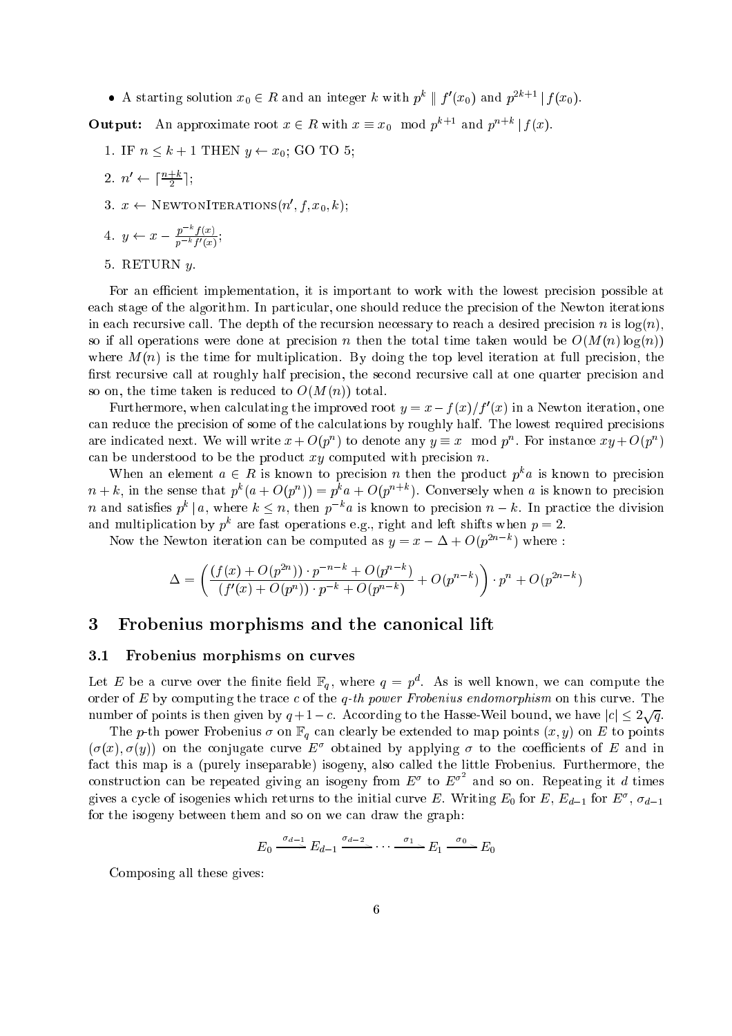- A starting solution $x_0 \in R$ and an integer $k$ with $p^k \parallel f'(x_0)$ and $p^{2k+1} \mid f(x_0)$.

**Output:** An approximate root $x \in R$ with $x \equiv x_0 \mod p^{k+1}$ and $p^{n+k} \mid f(x)$.

1. IF $n \leq k+1$ THEN $y \leftarrow x_0$; GO TO 5;
2. $n' \leftarrow \lceil \frac{n+k}{2} \rceil$;
3. $x \leftarrow$ NewtonIterations$(n', f, x_0, k)$;
4. $y \leftarrow x - \frac{p^{-k} f(x)}{p^{-k} f'(x)}$;
5. RETURN $y$.

For an efficient implementation, it is important to work with the lowest precision possible at each stage of the algorithm. In particular, one should reduce the precision of the Newton iterations in each recursive call. The depth of the recursion necessary to reach a desired precision $n$ is $\log(n)$, so if all operations were done at precision $n$ then the total time taken would be $O(M(n)\log(n))$ where $M(n)$ is the time for multiplication. By doing the top level iteration at full precision, the first recursive call at roughly half precision, the second recursive call at one quarter precision and so on, the time taken is reduced to $O(M(n))$ total.

Furthermore, when calculating the improved root $y = x - f(x)/f'(x)$ in a Newton iteration, one can reduce the precision of some of the calculations by roughly half. The lowest required precisions are indicated next. We will write $x + O(p^n)$ to denote any $y \equiv x \mod p^n$. For instance $xy + O(p^n)$ can be understood to be the product $xy$ computed with precision $n$.

When an element $a \in R$ is known to precision $n$ then the product $p^k a$ is known to precision $n+k$, in the sense that $p^k(a + O(p^n)) = p^k a + O(p^{n+k})$. Conversely when $a$ is known to precision $n$ and satisfies $p^k \mid a$, where $k \leq n$, then $p^{-k} a$ is known to precision $n-k$. In practice the division and multiplication by $p^k$ are fast operations e.g., right and left shifts when $p = 2$.

Now the Newton iteration can be computed as $y = x - \Delta + O(p^{2n-k})$ where :

$$\Delta = \left( \frac{(f(x) + O(p^{2n})) \cdot p^{-n-k} + O(p^{n-k})}{(f'(x) + O(p^n)) \cdot p^{-k} + O(p^{n-k})} + O(p^{n-k}) \right) \cdot p^n + O(p^{2n-k})$$

# 3 Frobenius morphisms and the canonical lift

## 3.1 Frobenius morphisms on curves

Let $E$ be a curve over the finite field $\mathbb{F}_q$, where $q = p^d$. As is well known, we can compute the order of $E$ by computing the trace $c$ of the *q-th power Frobenius endomorphism* on this curve. The number of points is then given by $q + 1 - c$. According to the Hasse-Weil bound, we have $|c| \leq 2\sqrt{q}$.

The $p$-th power Frobenius $\sigma$ on $\mathbb{F}_q$ can clearly be extended to map points $(x, y)$ on $E$ to points $(\sigma(x), \sigma(y))$ on the conjugate curve $E^\sigma$ obtained by applying $\sigma$ to the coefficients of $E$ and in fact this map is a (purely inseparable) isogeny, also called the little Frobenius. Furthermore, the construction can be repeated giving an isogeny from $E^\sigma$ to $E^{\sigma^2}$ and so on. Repeating it $d$ times gives a cycle of isogenies which returns to the initial curve $E$. Writing $E_0$ for $E$, $E_{d-1}$ for $E^\sigma$, $\sigma_{d-1}$ for the isogeny between them and so on we can draw the graph:

$$E_0 \xrightarrow{\sigma_{d-1}} E_{d-1} \xrightarrow{\sigma_{d-2}} \cdots \xrightarrow{\sigma_1} E_1 \xrightarrow{\sigma_0} E_0$$

Composing all these gives: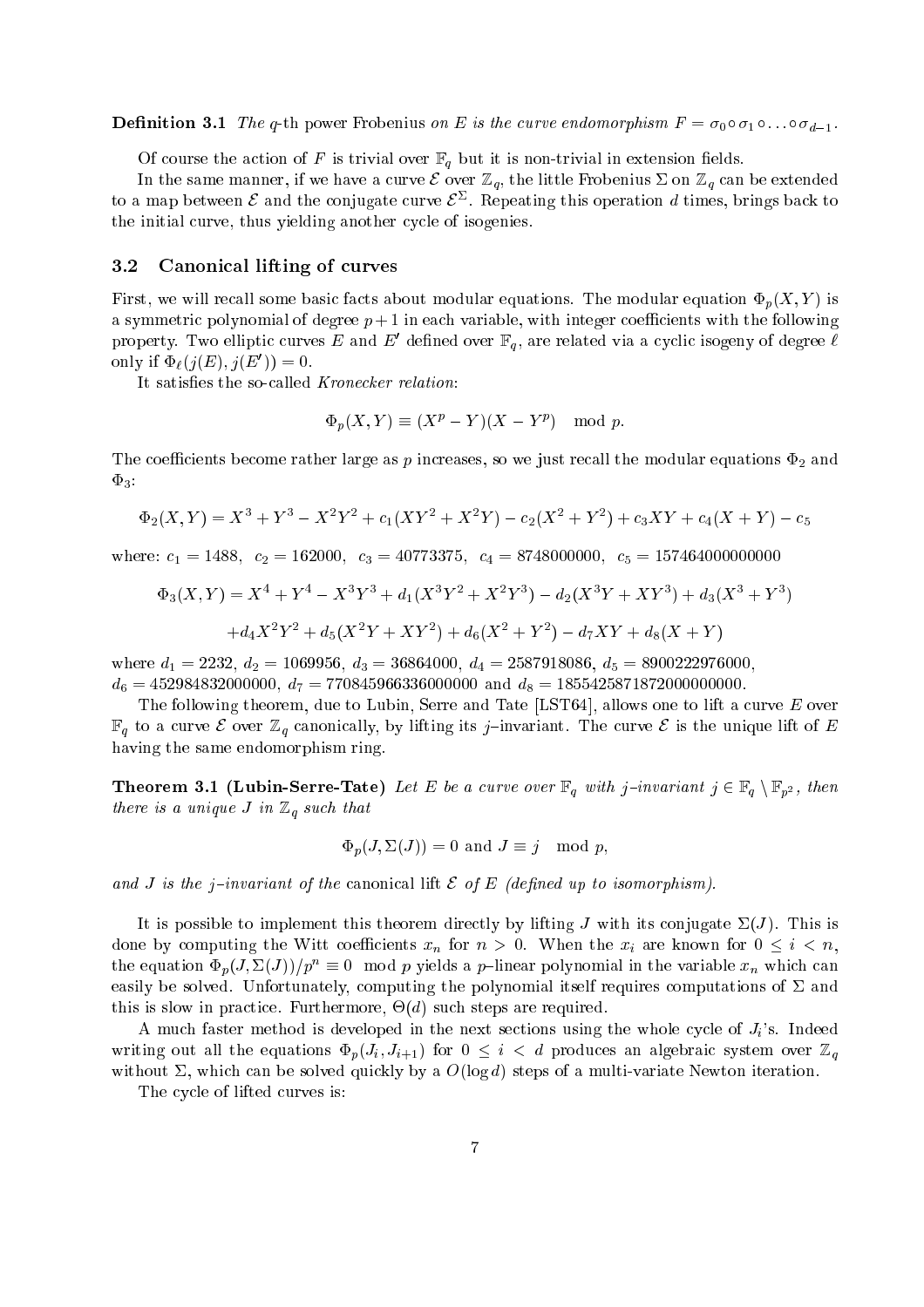**Definition 3.1** *The $q$-th power Frobenius on $E$ is the curve endomorphism $F = \sigma_0 \circ \sigma_1 \circ \ldots \circ \sigma_{d-1}$.*

Of course the action of $F$ is trivial over $\mathbb{F}_q$ but it is non-trivial in extension fields.

In the same manner, if we have a curve $\mathcal{E}$ over $\mathbb{Z}_q$, the little Frobenius $\Sigma$ on $\mathbb{Z}_q$ can be extended to a map between $\mathcal{E}$ and the conjugate curve $\mathcal{E}^{\Sigma}$. Repeating this operation $d$ times, brings back to the initial curve, thus yielding another cycle of isogenies.

### 3.2 Canonical lifting of curves

First, we will recall some basic facts about modular equations. The modular equation $\Phi_p(X, Y)$ is a symmetric polynomial of degree $p+1$ in each variable, with integer coefficients with the following property. Two elliptic curves $E$ and $E'$ defined over $\mathbb{F}_q$, are related via a cyclic isogeny of degree $\ell$ only if $\Phi_\ell(j(E), j(E')) = 0$.

It satisfies the so-called *Kronecker relation*:

$$\Phi_p(X, Y) \equiv (X^p - Y)(X - Y^p) \mod p.$$

The coefficients become rather large as $p$ increases, so we just recall the modular equations $\Phi_2$ and $\Phi_3$:

$$\Phi_2(X, Y) = X^3 + Y^3 - X^2Y^2 + c_1(XY^2 + X^2Y) - c_2(X^2 + Y^2) + c_3XY + c_4(X + Y) - c_5$$

where: $c_1 = 1488$, $c_2 = 162000$, $c_3 = 40773375$, $c_4 = 8748000000$, $c_5 = 157464000000000$

$$\Phi_3(X, Y) = X^4 + Y^4 - X^3Y^3 + d_1(X^3Y^2 + X^2Y^3) - d_2(X^3Y + XY^3) + d_3(X^3 + Y^3)$$

$$+ d_4X^2Y^2 + d_5(X^2Y + XY^2) + d_6(X^2 + Y^2) - d_7XY + d_8(X + Y)$$

where $d_1 = 2232$, $d_2 = 1069956$, $d_3 = 36864000$, $d_4 = 2587918086$, $d_5 = 8900222976000$, $d_6 = 452984832000000$, $d_7 = 770845966336000000$ and $d_8 = 1855425871872000000000$.

The following theorem, due to Lubin, Serre and Tate [LST64], allows one to lift a curve $E$ over $\mathbb{F}_q$ to a curve $\mathcal{E}$ over $\mathbb{Z}_q$ canonically, by lifting its $j$–invariant. The curve $\mathcal{E}$ is the unique lift of $E$ having the same endomorphism ring.

**Theorem 3.1 (Lubin-Serre-Tate)** *Let $E$ be a curve over $\mathbb{F}_q$ with $j$–invariant $j \in \mathbb{F}_q \setminus \mathbb{F}_{p^2}$, then there is a unique $J$ in $\mathbb{Z}_q$ such that*

$$\Phi_p(J, \Sigma(J)) = 0 \text{ and } J \equiv j \mod p,$$

*and $J$ is the $j$–invariant of the* canonical lift *$\mathcal{E}$ of $E$ (defined up to isomorphism).*

It is possible to implement this theorem directly by lifting $J$ with its conjugate $\Sigma(J)$. This is done by computing the Witt coefficients $x_n$ for $n > 0$. When the $x_i$ are known for $0 \leq i < n$, the equation $\Phi_p(J, \Sigma(J))/p^n \equiv 0 \mod p$ yields a $p$–linear polynomial in the variable $x_n$ which can easily be solved. Unfortunately, computing the polynomial itself requires computations of $\Sigma$ and this is slow in practice. Furthermore, $\Theta(d)$ such steps are required.

A much faster method is developed in the next sections using the whole cycle of $J_i$'s. Indeed writing out all the equations $\Phi_p(J_i, J_{i+1})$ for $0 \leq i < d$ produces an algebraic system over $\mathbb{Z}_q$ without $\Sigma$, which can be solved quickly by a $O(\log d)$ steps of a multi-variate Newton iteration.

The cycle of lifted curves is: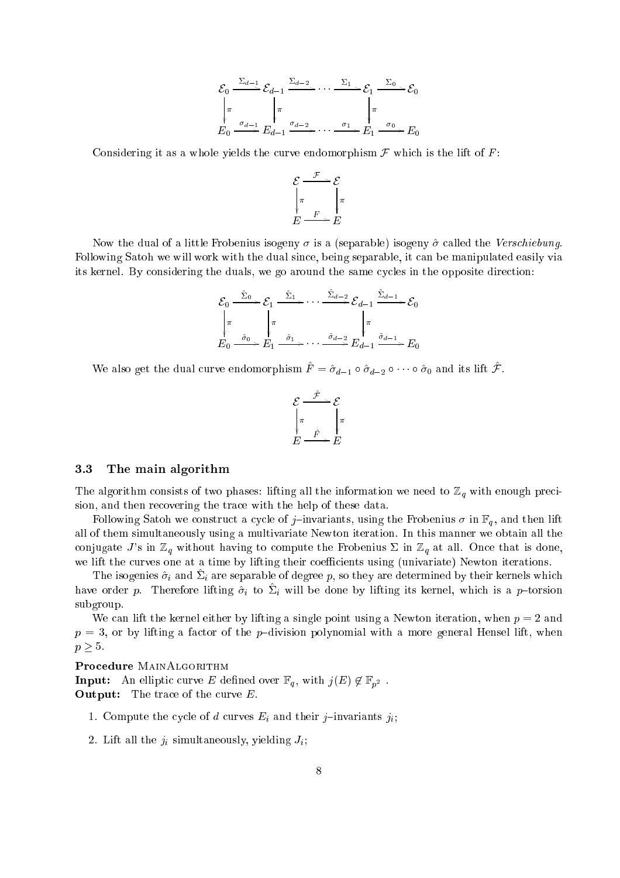$$
\begin{array}{ccccccccc}
\mathcal{E}_0 & \xrightarrow{\Sigma_{d-1}} & \mathcal{E}_{d-1} & \xrightarrow{\Sigma_{d-2}} & \cdots & \xrightarrow{\Sigma_1} & \mathcal{E}_1 & \xrightarrow{\Sigma_0} & \mathcal{E}_0 \\
\downarrow \pi & & \downarrow \pi & & & & \downarrow \pi & & \\
E_0 & \xrightarrow{\sigma_{d-1}} & E_{d-1} & \xrightarrow{\sigma_{d-2}} & \cdots & \xrightarrow{\sigma_1} & E_1 & \xrightarrow{\sigma_0} & E_0
\end{array}
$$

Considering it as a whole yields the curve endomorphism $\mathcal{F}$ which is the lift of $F$:

$$
\begin{array}{ccc}
\mathcal{E} & \xrightarrow{\mathcal{F}} & \mathcal{E} \\
\downarrow \pi & & \downarrow \pi \\
E & \xrightarrow{F} & E
\end{array}
$$

Now the dual of a little Frobenius isogeny $\sigma$ is a (separable) isogeny $\hat{\sigma}$ called the *Verschiebung*. Following Satoh we will work with the dual since, being separable, it can be manipulated easily via its kernel. By considering the duals, we go around the same cycles in the opposite direction:

$$
\begin{array}{ccccccccc}
\mathcal{E}_0 & \xrightarrow{\hat{\Sigma}_0} & \mathcal{E}_1 & \xrightarrow{\hat{\Sigma}_1} & \cdots & \xrightarrow{\hat{\Sigma}_{d-2}} & \mathcal{E}_{d-1} & \xrightarrow{\hat{\Sigma}_{d-1}} & \mathcal{E}_0 \\
\downarrow \pi & & \downarrow \pi & & & & \downarrow \pi & & \\
E_0 & \xrightarrow{\hat{\sigma}_0} & E_1 & \xrightarrow{\hat{\sigma}_1} & \cdots & \xrightarrow{\hat{\sigma}_{d-2}} & E_{d-1} & \xrightarrow{\hat{\sigma}_{d-1}} & E_0
\end{array}
$$

We also get the dual curve endomorphism $\hat{F} = \hat{\sigma}_{d-1} \circ \hat{\sigma}_{d-2} \circ \cdots \circ \hat{\sigma}_0$ and its lift $\hat{\mathcal{F}}$.

$$
\begin{array}{ccc}
\mathcal{E} & \xrightarrow{\hat{\mathcal{F}}} & \mathcal{E} \\
\downarrow \pi & & \downarrow \pi \\
E & \xrightarrow{\hat{F}} & E
\end{array}
$$

### 3.3 The main algorithm

The algorithm consists of two phases: lifting all the information we need to $\mathbb{Z}_q$ with enough precision, and then recovering the trace with the help of these data.

Following Satoh we construct a cycle of $j$–invariants, using the Frobenius $\sigma$ in $\mathbb{F}_q$, and then lift all of them simultaneously using a multivariate Newton iteration. In this manner we obtain all the conjugate $J$'s in $\mathbb{Z}_q$ without having to compute the Frobenius $\Sigma$ in $\mathbb{Z}_q$ at all. Once that is done, we lift the curves one at a time by lifting their coefficients using (univariate) Newton iterations.

The isogenies $\hat{\sigma}_i$ and $\hat{\Sigma}_i$ are separable of degree $p$, so they are determined by their kernels which have order $p$. Therefore lifting $\hat{\sigma}_i$ to $\hat{\Sigma}_i$ will be done by lifting its kernel, which is a $p$–torsion subgroup.

We can lift the kernel either by lifting a single point using a Newton iteration, when $p = 2$ and $p = 3$, or by lifting a factor of the $p$–division polynomial with a more general Hensel lift, when $p \geq 5$.

**Procedure** MainAlgorithm
**Input:** An elliptic curve $E$ defined over $\mathbb{F}_q$, with $j(E) \notin \mathbb{F}_{p^2}$ .
**Output:** The trace of the curve $E$.

1. Compute the cycle of $d$ curves $E_i$ and their $j$–invariants $j_i$;
2. Lift all the $j_i$ simultaneously, yielding $J_i$;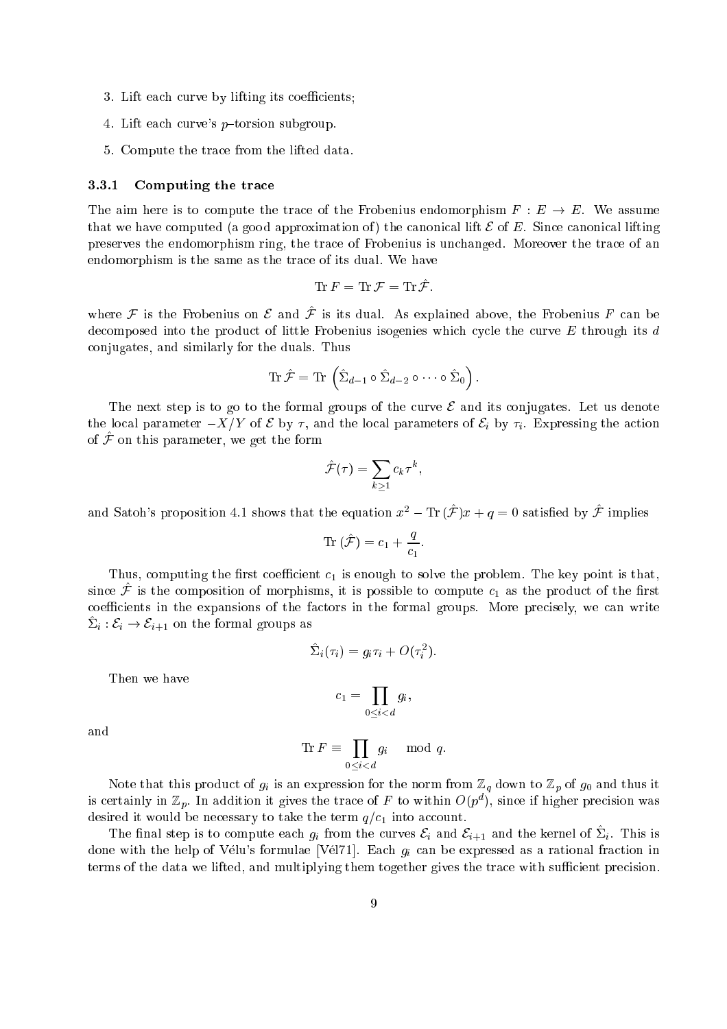3. Lift each curve by lifting its coefficients;
4. Lift each curve's $p$–torsion subgroup.
5. Compute the trace from the lifted data.

### 3.3.1 Computing the trace

The aim here is to compute the trace of the Frobenius endomorphism $F : E \to E$. We assume that we have computed (a good approximation of) the canonical lift $\mathcal{E}$ of $E$. Since canonical lifting preserves the endomorphism ring, the trace of Frobenius is unchanged. Moreover the trace of an endomorphism is the same as the trace of its dual. We have

$$\operatorname{Tr} F = \operatorname{Tr} \mathcal{F} = \operatorname{Tr} \hat{\mathcal{F}}.$$

where $\mathcal{F}$ is the Frobenius on $\mathcal{E}$ and $\hat{\mathcal{F}}$ is its dual. As explained above, the Frobenius $F$ can be decomposed into the product of little Frobenius isogenies which cycle the curve $E$ through its $d$ conjugates, and similarly for the duals. Thus

$$\operatorname{Tr} \hat{\mathcal{F}} = \operatorname{Tr} \left( \hat{\Sigma}_{d-1} \circ \hat{\Sigma}_{d-2} \circ \cdots \circ \hat{\Sigma}_0 \right).$$

The next step is to go to the formal groups of the curve $\mathcal{E}$ and its conjugates. Let us denote the local parameter $-X/Y$ of $\mathcal{E}$ by $\tau$, and the local parameters of $\mathcal{E}_i$ by $\tau_i$. Expressing the action of $\hat{\mathcal{F}}$ on this parameter, we get the form

$$\hat{\mathcal{F}}(\tau) = \sum_{k \geq 1} c_k \tau^k,$$

and Satoh's proposition 4.1 shows that the equation $x^2 - \operatorname{Tr}(\hat{\mathcal{F}})x + q = 0$ satisfied by $\hat{\mathcal{F}}$ implies

$$\operatorname{Tr}(\hat{\mathcal{F}}) = c_1 + \frac{q}{c_1}.$$

Thus, computing the first coefficient $c_1$ is enough to solve the problem. The key point is that, since $\hat{\mathcal{F}}$ is the composition of morphisms, it is possible to compute $c_1$ as the product of the first coefficients in the expansions of the factors in the formal groups. More precisely, we can write $\hat{\Sigma}_i : \mathcal{E}_i \to \mathcal{E}_{i+1}$ on the formal groups as

$$\hat{\Sigma}_i(\tau_i) = g_i \tau_i + O(\tau_i^2).$$

Then we have

$$c_1 = \prod_{0 \leq i < d} g_i,$$

and

$$\operatorname{Tr} F \equiv \prod_{0 \leq i < d} g_i \mod q.$$

Note that this product of $g_i$ is an expression for the norm from $\mathbb{Z}_q$ down to $\mathbb{Z}_p$ of $g_0$ and thus it is certainly in $\mathbb{Z}_p$. In addition it gives the trace of $F$ to within $O(p^d)$, since if higher precision was desired it would be necessary to take the term $q/c_1$ into account.

The final step is to compute each $g_i$ from the curves $\mathcal{E}_i$ and $\mathcal{E}_{i+1}$ and the kernel of $\hat{\Sigma}_i$. This is done with the help of Vélu's formulae [Vél71]. Each $g_i$ can be expressed as a rational fraction in terms of the data we lifted, and multiplying them together gives the trace with sufficient precision.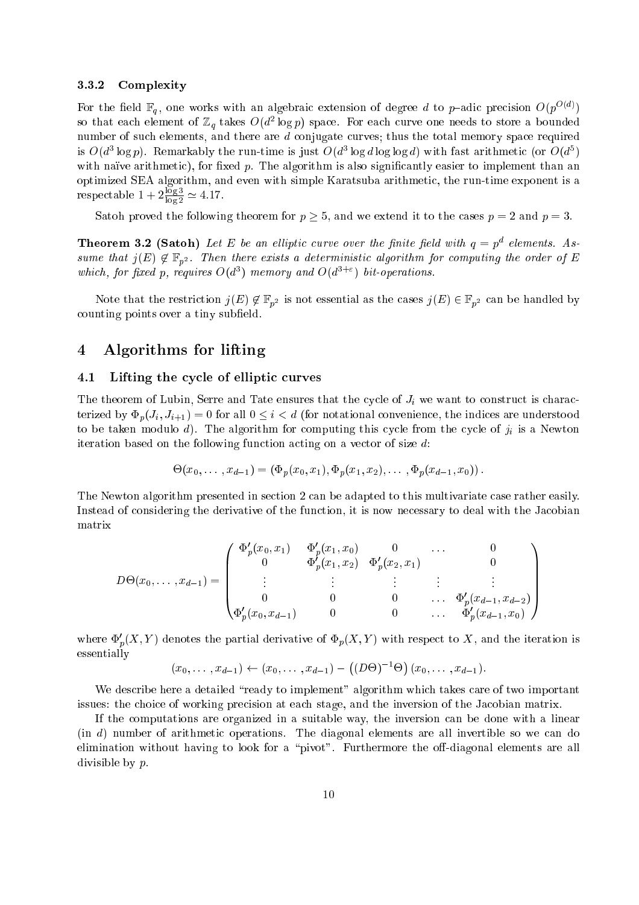### 3.3.2 Complexity

For the field $\mathbb{F}_q$, one works with an algebraic extension of degree $d$ to $p$–adic precision $O(p^{O(d)})$ so that each element of $\mathbb{Z}_q$ takes $O(d^2 \log p)$ space. For each curve one needs to store a bounded number of such elements, and there are $d$ conjugate curves; thus the total memory space required is $O(d^3 \log p)$. Remarkably the run-time is just $O(d^3 \log d \log \log d)$ with fast arithmetic (or $O(d^5)$ with naïve arithmetic), for fixed $p$. The algorithm is also significantly easier to implement than an optimized SEA algorithm, and even with simple Karatsuba arithmetic, the run-time exponent is a respectable $1 + 2\frac{\log 3}{\log 2} \simeq 4.17$.

Satoh proved the following theorem for $p \geq 5$, and we extend it to the cases $p = 2$ and $p = 3$.

**Theorem 3.2 (Satoh)** *Let $E$ be an elliptic curve over the finite field with $q = p^d$ elements. Assume that $j(E) \notin \mathbb{F}_{p^2}$. Then there exists a deterministic algorithm for computing the order of $E$ which, for fixed $p$, requires $O(d^3)$ memory and $O(d^{3+\varepsilon})$ bit-operations.*

Note that the restriction $j(E) \notin \mathbb{F}_{p^2}$ is not essential as the cases $j(E) \in \mathbb{F}_{p^2}$ can be handled by counting points over a tiny subfield.

# 4 Algorithms for lifting

## 4.1 Lifting the cycle of elliptic curves

The theorem of Lubin, Serre and Tate ensures that the cycle of $J_i$ we want to construct is characterized by $\Phi_p(J_i, J_{i+1}) = 0$ for all $0 \leq i < d$ (for notational convenience, the indices are understood to be taken modulo $d$). The algorithm for computing this cycle from the cycle of $j_i$ is a Newton iteration based on the following function acting on a vector of size $d$:

$$\Theta(x_0, \ldots, x_{d-1}) = (\Phi_p(x_0, x_1), \Phi_p(x_1, x_2), \ldots, \Phi_p(x_{d-1}, x_0)).$$

The Newton algorithm presented in section 2 can be adapted to this multivariate case rather easily. Instead of considering the derivative of the function, it is now necessary to deal with the Jacobian matrix

$$D\Theta(x_0, \ldots, x_{d-1}) = \begin{pmatrix} \Phi_p'(x_0, x_1) & \Phi_p'(x_1, x_0) & 0 & \ldots & 0 \\ 0 & \Phi_p'(x_1, x_2) & \Phi_p'(x_2, x_1) & & 0 \\ \vdots & \vdots & \vdots & \vdots & \vdots \\ 0 & 0 & 0 & \ldots & \Phi_p'(x_{d-1}, x_{d-2}) \\ \Phi_p'(x_0, x_{d-1}) & 0 & 0 & \ldots & \Phi_p'(x_{d-1}, x_0) \end{pmatrix}$$

where $\Phi_p'(X, Y)$ denotes the partial derivative of $\Phi_p(X, Y)$ with respect to $X$, and the iteration is essentially

$$(x_0, \ldots, x_{d-1}) \leftarrow (x_0, \ldots, x_{d-1}) - \left((D\Theta)^{-1}\Theta\right)(x_0, \ldots, x_{d-1}).$$

We describe here a detailed "ready to implement" algorithm which takes care of two important issues: the choice of working precision at each stage, and the inversion of the Jacobian matrix.

If the computations are organized in a suitable way, the inversion can be done with a linear (in $d$) number of arithmetic operations. The diagonal elements are all invertible so we can do elimination without having to look for a "pivot". Furthermore the off-diagonal elements are all divisible by $p$.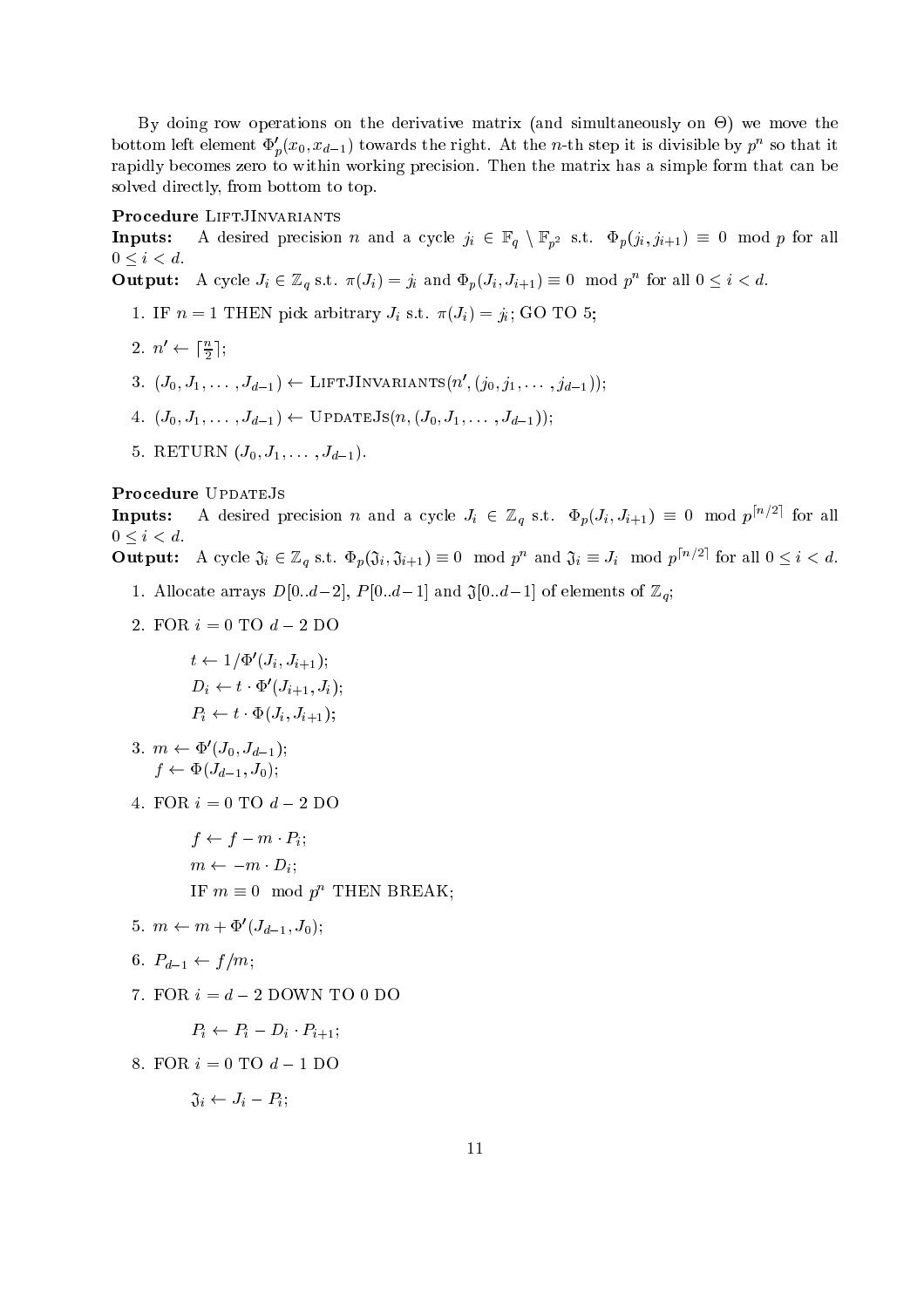By doing row operations on the derivative matrix (and simultaneously on $\Theta$) we move the bottom left element $\Phi'_p(x_0, x_{d-1})$ towards the right. At the $n$-th step it is divisible by $p^n$ so that it rapidly becomes zero to within working precision. Then the matrix has a simple form that can be solved directly, from bottom to top.

**Procedure** LiftJInvariants

**Inputs:** A desired precision $n$ and a cycle $j_i \in \mathbb{F}_q \setminus \mathbb{F}_{p^2}$ s.t. $\Phi_p(j_i, j_{i+1}) \equiv 0 \mod p$ for all $0 \leq i < d$.

**Output:** A cycle $J_i \in \mathbb{Z}_q$ s.t. $\pi(J_i) = j_i$ and $\Phi_p(J_i, J_{i+1}) \equiv 0 \mod p^n$ for all $0 \leq i < d$.

1. IF $n = 1$ THEN pick arbitrary $J_i$ s.t. $\pi(J_i) = j_i$; GO TO 5;
2. $n' \leftarrow \lceil \frac{n}{2} \rceil$;
3. $(J_0, J_1, \ldots, J_{d-1}) \leftarrow$ LiftJInvariants$(n', (j_0, j_1, \ldots, j_{d-1}))$;
4. $(J_0, J_1, \ldots, J_{d-1}) \leftarrow$ UpdateJs$(n, (J_0, J_1, \ldots, J_{d-1}))$;
5. RETURN $(J_0, J_1, \ldots, J_{d-1})$.

**Procedure** UpdateJs

**Inputs:** A desired precision $n$ and a cycle $J_i \in \mathbb{Z}_q$ s.t. $\Phi_p(J_i, J_{i+1}) \equiv 0 \mod p^{\lceil n/2 \rceil}$ for all $0 \leq i < d$.

**Output:** A cycle $\mathfrak{J}_i \in \mathbb{Z}_q$ s.t. $\Phi_p(\mathfrak{J}_i, \mathfrak{J}_{i+1}) \equiv 0 \mod p^n$ and $\mathfrak{J}_i \equiv J_i \mod p^{\lceil n/2 \rceil}$ for all $0 \leq i < d$.

1. Allocate arrays $D[0..d-2]$, $P[0..d-1]$ and $\mathfrak{J}[0..d-1]$ of elements of $\mathbb{Z}_q$;
2. FOR $i = 0$ TO $d-2$ DO

   $t \leftarrow 1/\Phi'(J_i, J_{i+1})$;

   $D_i \leftarrow t \cdot \Phi'(J_{i+1}, J_i)$;

   $P_i \leftarrow t \cdot \Phi(J_i, J_{i+1})$;

3. $m \leftarrow \Phi'(J_0, J_{d-1})$;
   $f \leftarrow \Phi(J_{d-1}, J_0)$;
4. FOR $i = 0$ TO $d-2$ DO

   $f \leftarrow f - m \cdot P_i$;

   $m \leftarrow -m \cdot D_i$;

   IF $m \equiv 0 \mod p^n$ THEN BREAK;

5. $m \leftarrow m + \Phi'(J_{d-1}, J_0)$;
6. $P_{d-1} \leftarrow f/m$;
7. FOR $i = d-2$ DOWN TO 0 DO

   $P_i \leftarrow P_i - D_i \cdot P_{i+1}$;

8. FOR $i = 0$ TO $d-1$ DO

   $\mathfrak{J}_i \leftarrow J_i - P_i$;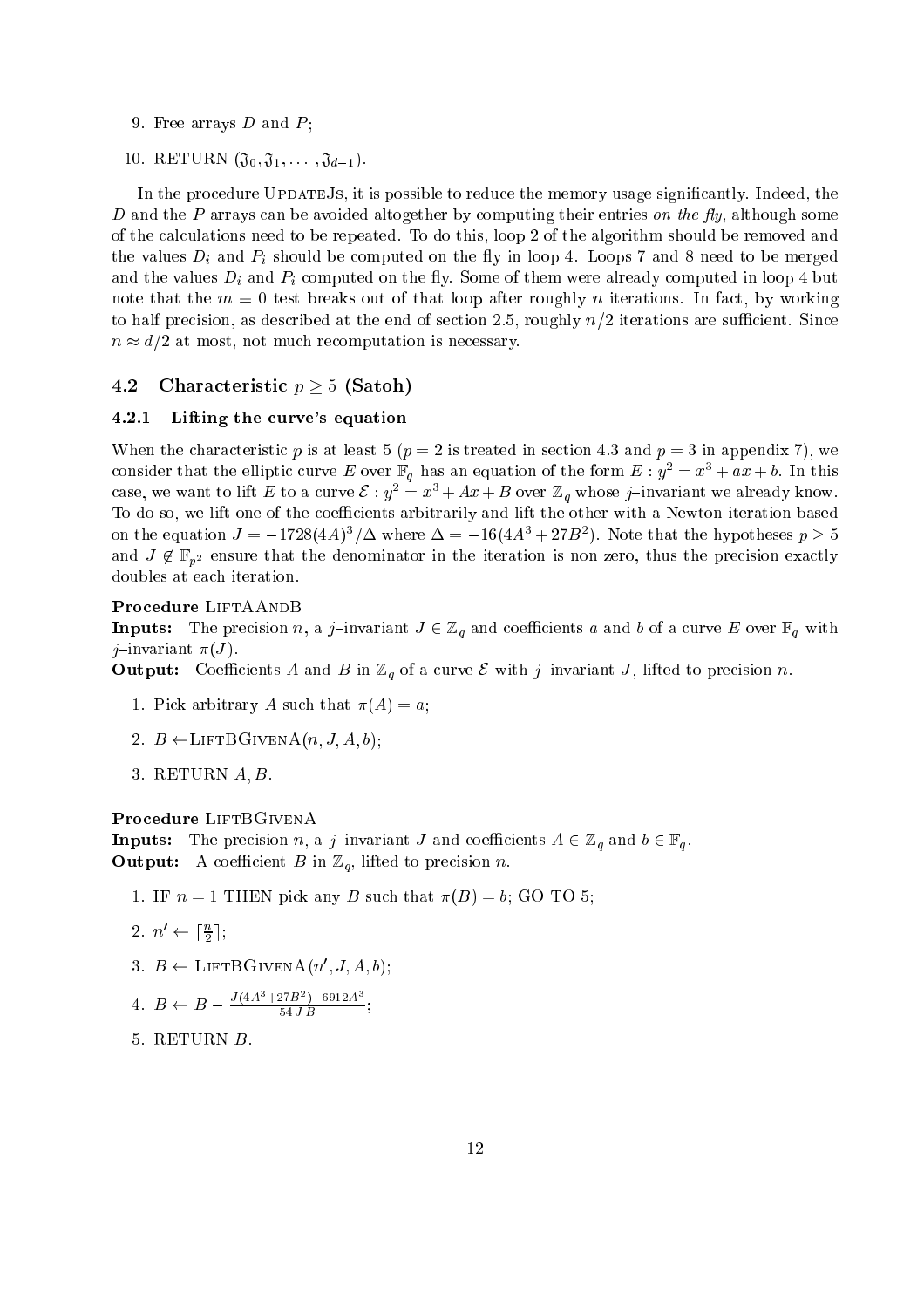9. Free arrays $D$ and $P$;

10. RETURN $(\mathfrak{J}_0, \mathfrak{J}_1, \ldots, \mathfrak{J}_{d-1})$.

In the procedure UPDATEJS, it is possible to reduce the memory usage significantly. Indeed, the $D$ and the $P$ arrays can be avoided altogether by computing their entries *on the fly*, although some of the calculations need to be repeated. To do this, loop 2 of the algorithm should be removed and the values $D_i$ and $P_i$ should be computed on the fly in loop 4. Loops 7 and 8 need to be merged and the values $D_i$ and $P_i$ computed on the fly. Some of them were already computed in loop 4 but note that the $m \equiv 0$ test breaks out of that loop after roughly $n$ iterations. In fact, by working to half precision, as described at the end of section 2.5, roughly $n/2$ iterations are sufficient. Since $n \approx d/2$ at most, not much recomputation is necessary.

## 4.2 Characteristic $p \geq 5$ (Satoh)

### 4.2.1 Lifting the curve's equation

When the characteristic $p$ is at least 5 ($p = 2$ is treated in section 4.3 and $p = 3$ in appendix 7), we consider that the elliptic curve $E$ over $\mathbb{F}_q$ has an equation of the form $E : y^2 = x^3 + ax + b$. In this case, we want to lift $E$ to a curve $\mathcal{E} : y^2 = x^3 + Ax + B$ over $\mathbb{Z}_q$ whose $j$–invariant we already know. To do so, we lift one of the coefficients arbitrarily and lift the other with a Newton iteration based on the equation $J = -1728(4A)^3/\Delta$ where $\Delta = -16(4A^3 + 27B^2)$. Note that the hypotheses $p \geq 5$ and $J \notin \mathbb{F}_{p^2}$ ensure that the denominator in the iteration is non zero, thus the precision exactly doubles at each iteration.

**Procedure** LIFTAANDB
**Inputs:** The precision $n$, a $j$–invariant $J \in \mathbb{Z}_q$ and coefficients $a$ and $b$ of a curve $E$ over $\mathbb{F}_q$ with $j$–invariant $\pi(J)$.
**Output:** Coefficients $A$ and $B$ in $\mathbb{Z}_q$ of a curve $\mathcal{E}$ with $j$–invariant $J$, lifted to precision $n$.

1. Pick arbitrary $A$ such that $\pi(A) = a$;

2. $B \leftarrow$LIFTBGIVENA$(n, J, A, b)$;

3. RETURN $A, B$.

**Procedure** LIFTBGIVENA
**Inputs:** The precision $n$, a $j$–invariant $J$ and coefficients $A \in \mathbb{Z}_q$ and $b \in \mathbb{F}_q$.
**Output:** A coefficient $B$ in $\mathbb{Z}_q$, lifted to precision $n$.

1. IF $n = 1$ THEN pick any $B$ such that $\pi(B) = b$; GO TO 5;

2. $n' \leftarrow \lceil \frac{n}{2} \rceil$;

3. $B \leftarrow$ LIFTBGIVENA$(n', J, A, b)$;

4. $B \leftarrow B - \frac{J(4A^3+27B^2)-6912A^3}{54\,J\,B}$;

5. RETURN $B$.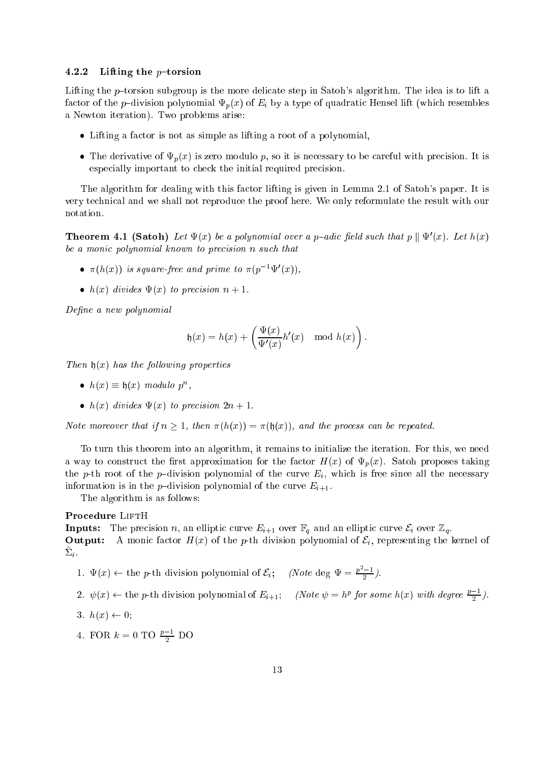### 4.2.2 Lifting the $p$–torsion

Lifting the $p$–torsion subgroup is the more delicate step in Satoh's algorithm. The idea is to lift a factor of the $p$–division polynomial $\Psi_p(x)$ of $E_i$ by a type of quadratic Hensel lift (which resembles a Newton iteration). Two problems arise:

- Lifting a factor is not as simple as lifting a root of a polynomial,
- The derivative of $\Psi_p(x)$ is zero modulo $p$, so it is necessary to be careful with precision. It is especially important to check the initial required precision.

The algorithm for dealing with this factor lifting is given in Lemma 2.1 of Satoh's paper. It is very technical and we shall not reproduce the proof here. We only reformulate the result with our notation.

**Theorem 4.1 (Satoh)** *Let $\Psi(x)$ be a polynomial over a $p$–adic field such that $p \parallel \Psi'(x)$. Let $h(x)$ be a monic polynomial known to precision $n$ such that*

- *$\pi(h(x))$ is square-free and prime to $\pi(p^{-1}\Psi'(x))$,*
- *$h(x)$ divides $\Psi(x)$ to precision $n+1$.*

*Define a new polynomial*

$$\mathfrak{h}(x) = h(x) + \left( \frac{\Psi(x)}{\Psi'(x)} h'(x) \mod h(x) \right).$$

*Then $\mathfrak{h}(x)$ has the following properties*

- *$h(x) \equiv \mathfrak{h}(x)$ modulo $p^n$,*
- *$h(x)$ divides $\Psi(x)$ to precision $2n+1$.*

*Note moreover that if $n \geq 1$, then $\pi(h(x)) = \pi(\mathfrak{h}(x))$, and the process can be repeated.*

To turn this theorem into an algorithm, it remains to initialize the iteration. For this, we need a way to construct the first approximation for the factor $H(x)$ of $\Psi_p(x)$. Satoh proposes taking the $p$-th root of the $p$–division polynomial of the curve $E_i$, which is free since all the necessary information is in the $p$–division polynomial of the curve $E_{i+1}$.

The algorithm is as follows:

**Procedure** LiftH
**Inputs:** The precision $n$, an elliptic curve $E_{i+1}$ over $\mathbb{F}_q$ and an elliptic curve $\mathcal{E}_i$ over $\mathbb{Z}_q$.
**Output:** A monic factor $H(x)$ of the $p$-th division polynomial of $\mathcal{E}_i$, representing the kernel of $\hat{\Sigma}_i$.

1. $\Psi(x) \leftarrow$ the $p$-th division polynomial of $\mathcal{E}_i$; *(Note* deg $\Psi = \frac{p^2-1}{2}$*).*
2. $\psi(x) \leftarrow$ the $p$-th division polynomial of $E_{i+1}$; *(Note $\psi = h^p$ for some $h(x)$ with degree $\frac{p-1}{2}$).*
3. $h(x) \leftarrow 0$;
4. FOR $k = 0$ TO $\frac{p-1}{2}$ DO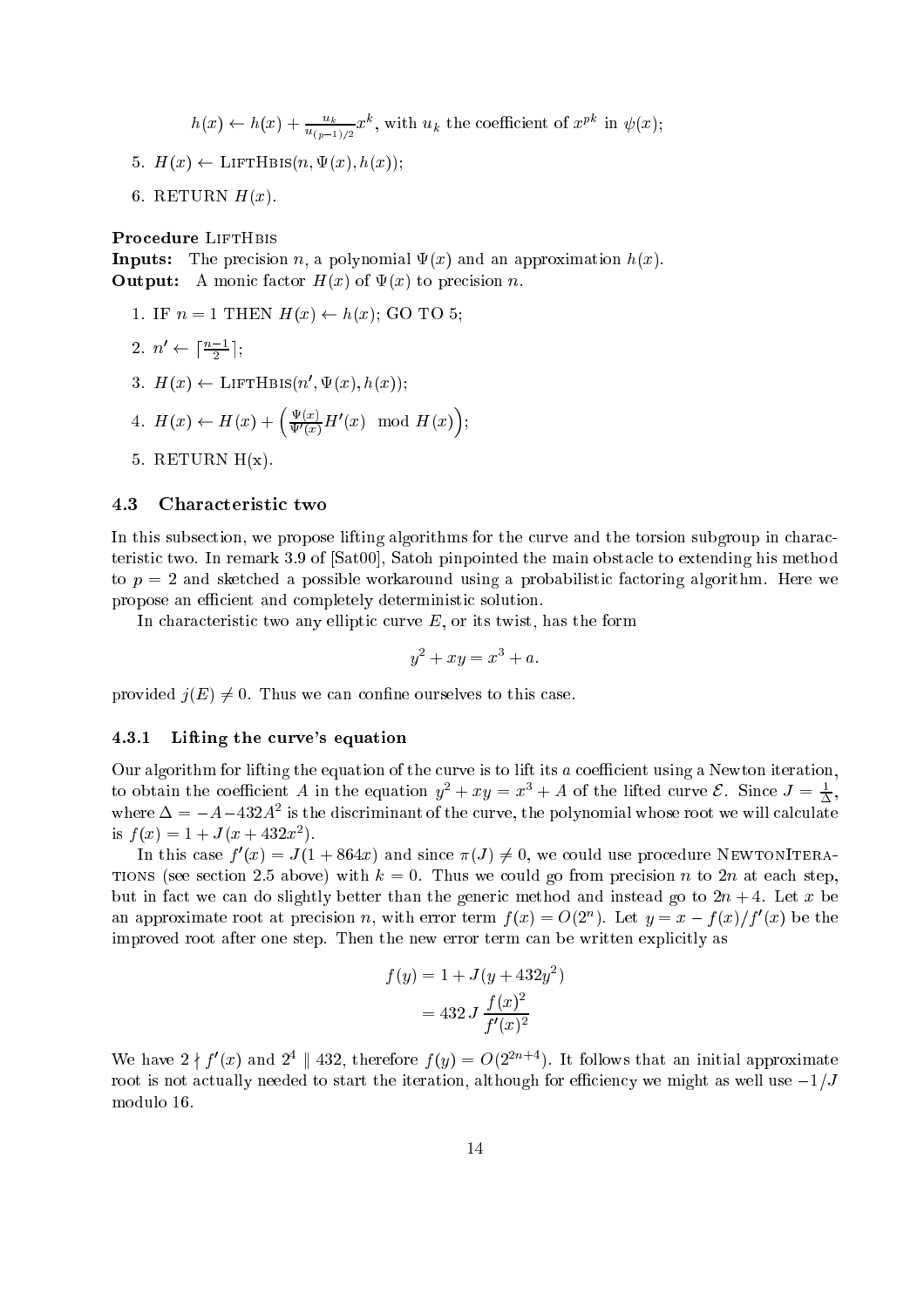$h(x) \leftarrow h(x) + \frac{u_k}{u_{(p-1)/2}} x^k$, with $u_k$ the coefficient of $x^{pk}$ in $\psi(x)$;

5. $H(x) \leftarrow$ LiftHbis$(n, \Psi(x), h(x))$;
6. RETURN $H(x)$.

**Procedure** LiftHbis
**Inputs:** The precision $n$, a polynomial $\Psi(x)$ and an approximation $h(x)$.
**Output:** A monic factor $H(x)$ of $\Psi(x)$ to precision $n$.

1. IF $n = 1$ THEN $H(x) \leftarrow h(x)$; GO TO 5;
2. $n' \leftarrow \lceil \frac{n-1}{2} \rceil$;
3. $H(x) \leftarrow$ LiftHbis$(n', \Psi(x), h(x))$;
4. $H(x) \leftarrow H(x) + \left( \frac{\Psi(x)}{\Psi'(x)} H'(x) \mod H(x) \right)$;
5. RETURN H(x).

### 4.3 Characteristic two

In this subsection, we propose lifting algorithms for the curve and the torsion subgroup in characteristic two. In remark 3.9 of [Sat00], Satoh pinpointed the main obstacle to extending his method to $p = 2$ and sketched a possible workaround using a probabilistic factoring algorithm. Here we propose an efficient and completely deterministic solution.

In characteristic two any elliptic curve $E$, or its twist, has the form

$$y^2 + xy = x^3 + a.$$

provided $j(E) \neq 0$. Thus we can confine ourselves to this case.

#### 4.3.1 Lifting the curve's equation

Our algorithm for lifting the equation of the curve is to lift its $a$ coefficient using a Newton iteration, to obtain the coefficient $A$ in the equation $y^2 + xy = x^3 + A$ of the lifted curve $\mathcal{E}$. Since $J = \frac{1}{\Delta}$, where $\Delta = -A - 432A^2$ is the discriminant of the curve, the polynomial whose root we will calculate is $f(x) = 1 + J(x + 432x^2)$.

In this case $f'(x) = J(1 + 864x)$ and since $\pi(J) \neq 0$, we could use procedure NewtonIterations (see section 2.5 above) with $k = 0$. Thus we could go from precision $n$ to $2n$ at each step, but in fact we can do slightly better than the generic method and instead go to $2n + 4$. Let $x$ be an approximate root at precision $n$, with error term $f(x) = O(2^n)$. Let $y = x - f(x)/f'(x)$ be the improved root after one step. Then the new error term can be written explicitly as

$$\begin{aligned} f(y) &= 1 + J(y + 432y^2) \\ &= 432\, J \, \frac{f(x)^2}{f'(x)^2} \end{aligned}$$

We have $2 \nmid f'(x)$ and $2^4 \parallel 432$, therefore $f(y) = O(2^{2n+4})$. It follows that an initial approximate root is not actually needed to start the iteration, although for efficiency we might as well use $-1/J$ modulo 16.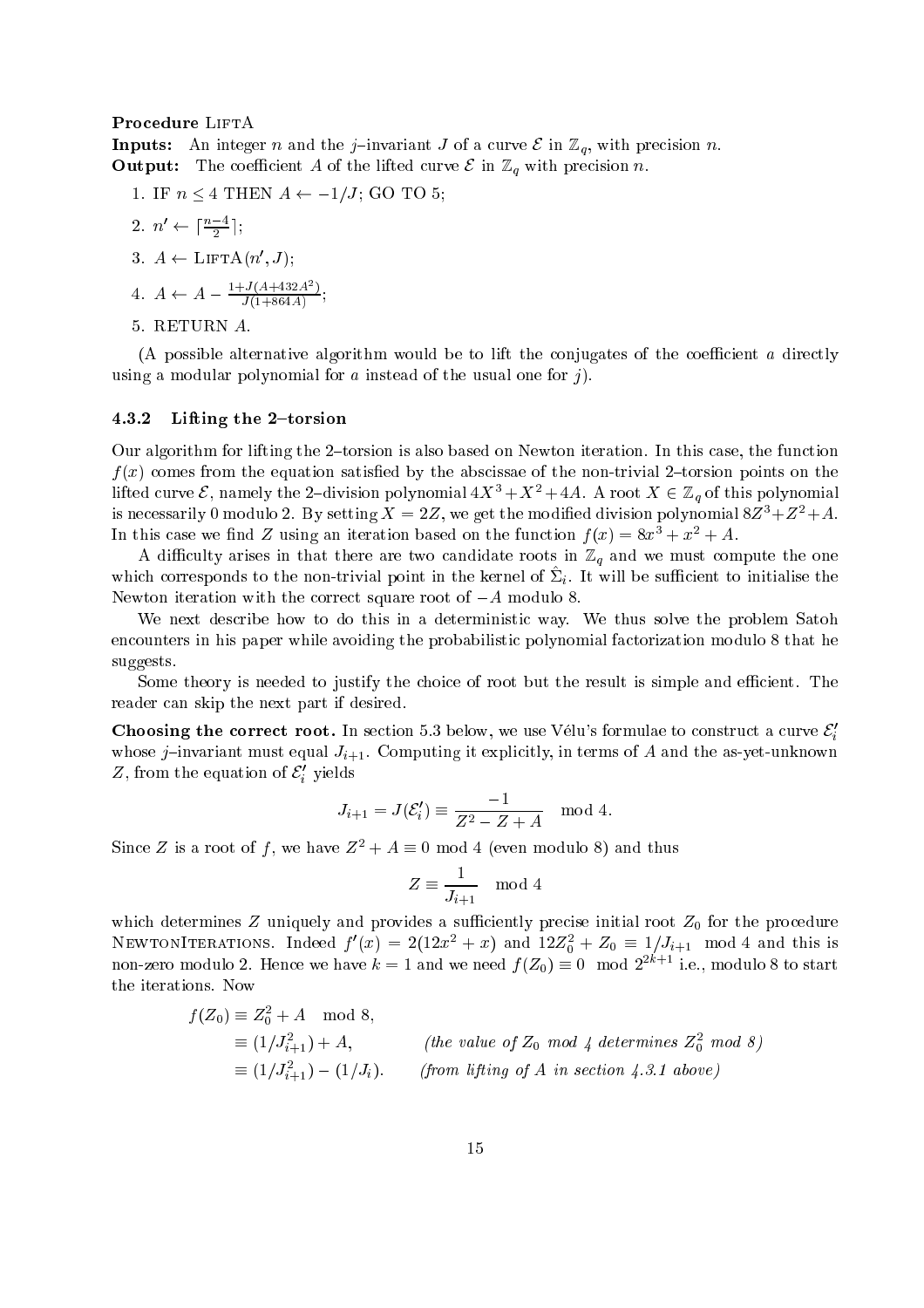**Procedure** LiftA

**Inputs:** An integer $n$ and the $j$–invariant $J$ of a curve $\mathcal{E}$ in $\mathbb{Z}_q$, with precision $n$.

**Output:** The coefficient $A$ of the lifted curve $\mathcal{E}$ in $\mathbb{Z}_q$ with precision $n$.

1. IF $n \leq 4$ THEN $A \leftarrow -1/J$; GO TO 5;
2. $n' \leftarrow \lceil \frac{n-4}{2} \rceil$;
3. $A \leftarrow$ LiftA$(n', J)$;
4. $A \leftarrow A - \frac{1+J(A+432A^2)}{J(1+864A)}$;
5. RETURN $A$.

(A possible alternative algorithm would be to lift the conjugates of the coefficient $a$ directly using a modular polynomial for $a$ instead of the usual one for $j$).

### 4.3.2 Lifting the 2–torsion

Our algorithm for lifting the 2–torsion is also based on Newton iteration. In this case, the function $f(x)$ comes from the equation satisfied by the abscissae of the non-trivial 2–torsion points on the lifted curve $\mathcal{E}$, namely the 2–division polynomial $4X^3+X^2+4A$. A root $X \in \mathbb{Z}_q$ of this polynomial is necessarily 0 modulo 2. By setting $X = 2Z$, we get the modified division polynomial $8Z^3+Z^2+A$. In this case we find $Z$ using an iteration based on the function $f(x) = 8x^3 + x^2 + A$.

A difficulty arises in that there are two candidate roots in $\mathbb{Z}_q$ and we must compute the one which corresponds to the non-trivial point in the kernel of $\hat{\Sigma}_i$. It will be sufficient to initialise the Newton iteration with the correct square root of $-A$ modulo 8.

We next describe how to do this in a deterministic way. We thus solve the problem Satoh encounters in his paper while avoiding the probabilistic polynomial factorization modulo 8 that he suggests.

Some theory is needed to justify the choice of root but the result is simple and efficient. The reader can skip the next part if desired.

**Choosing the correct root.** In section 5.3 below, we use Vélu's formulae to construct a curve $\mathcal{E}'_i$ whose $j$–invariant must equal $J_{i+1}$. Computing it explicitly, in terms of $A$ and the as-yet-unknown $Z$, from the equation of $\mathcal{E}'_i$ yields

$$J_{i+1} = J(\mathcal{E}'_i) \equiv \frac{-1}{Z^2 - Z + A} \mod 4.$$

Since $Z$ is a root of $f$, we have $Z^2 + A \equiv 0 \bmod 4$ (even modulo 8) and thus

$$Z \equiv \frac{1}{J_{i+1}} \mod 4$$

which determines $Z$ uniquely and provides a sufficiently precise initial root $Z_0$ for the procedure NewtonIterations. Indeed $f'(x) = 2(12x^2 + x)$ and $12Z_0^2 + Z_0 \equiv 1/J_{i+1} \mod 4$ and this is non-zero modulo 2. Hence we have $k = 1$ and we need $f(Z_0) \equiv 0 \mod 2^{2k+1}$ i.e., modulo 8 to start the iterations. Now

$$\begin{aligned}
f(Z_0) &\equiv Z_0^2 + A \mod 8, \\
&\equiv (1/J_{i+1}^2) + A, && \textit{(the value of } Z_0 \textit{ mod 4 determines } Z_0^2 \textit{ mod 8)} \\
&\equiv (1/J_{i+1}^2) - (1/J_i). && \textit{(from lifting of } A \textit{ in section 4.3.1 above)}
\end{aligned}$$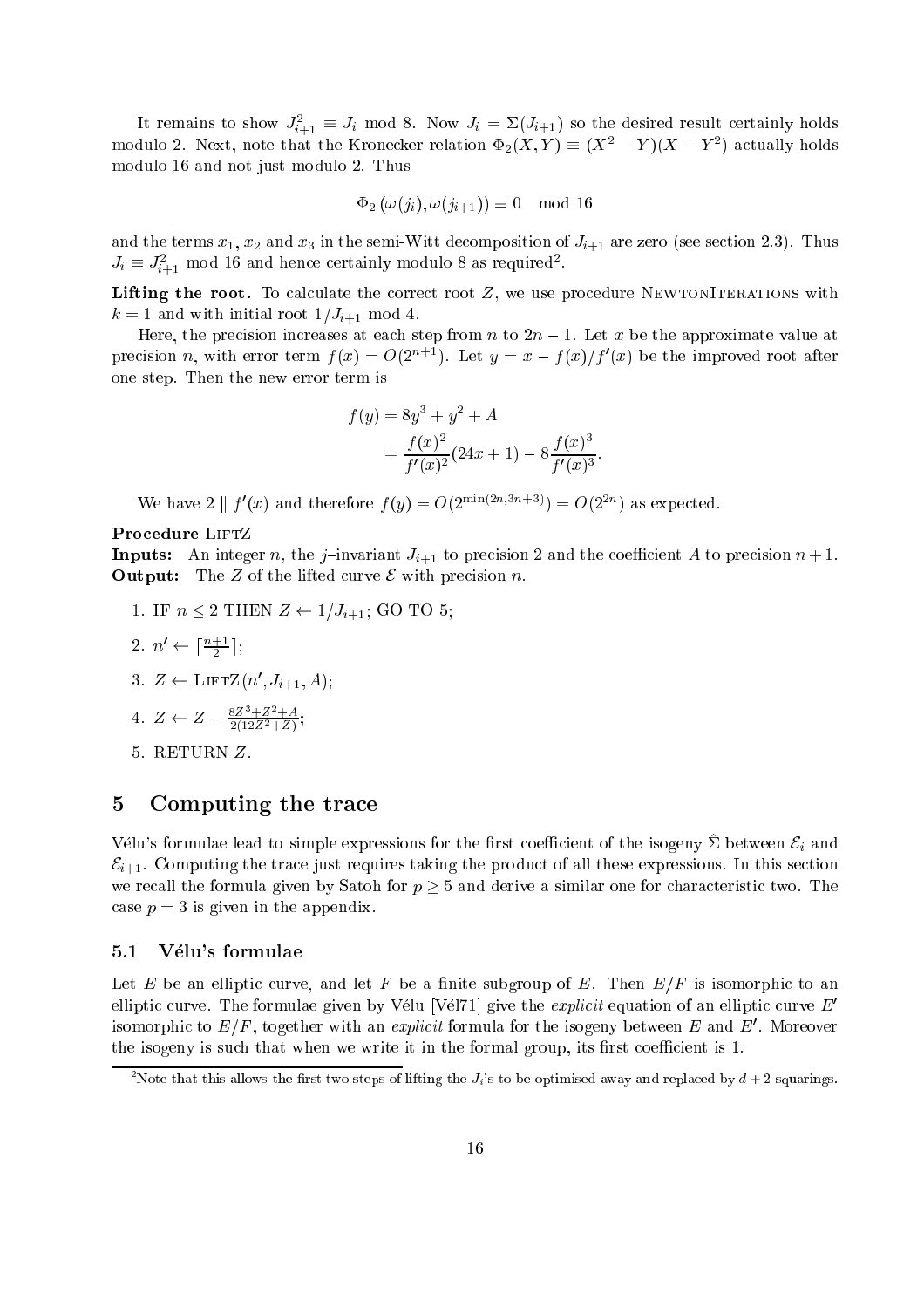It remains to show $J_{i+1}^2 \equiv J_i \bmod 8$. Now $J_i = \Sigma(J_{i+1})$ so the desired result certainly holds modulo 2. Next, note that the Kronecker relation $\Phi_2(X,Y) \equiv (X^2 - Y)(X - Y^2)$ actually holds modulo 16 and not just modulo 2. Thus

$$\Phi_2\left(\omega(j_i), \omega(j_{i+1})\right) \equiv 0 \mod 16$$

and the terms $x_1$, $x_2$ and $x_3$ in the semi-Witt decomposition of $J_{i+1}$ are zero (see section 2.3). Thus $J_i \equiv J_{i+1}^2 \bmod 16$ and hence certainly modulo 8 as required[2].

**Lifting the root.** To calculate the correct root $Z$, we use procedure NewtonIterations with $k = 1$ and with initial root $1/J_{i+1} \bmod 4$.

Here, the precision increases at each step from $n$ to $2n - 1$. Let $x$ be the approximate value at precision $n$, with error term $f(x) = O(2^{n+1})$. Let $y = x - f(x)/f'(x)$ be the improved root after one step. Then the new error term is

$$\begin{aligned} f(y) &= 8y^3 + y^2 + A \\ &= \frac{f(x)^2}{f'(x)^2}(24x + 1) - 8\frac{f(x)^3}{f'(x)^3}. \end{aligned}$$

We have $2 \parallel f'(x)$ and therefore $f(y) = O(2^{\min(2n, 3n+3)}) = O(2^{2n})$ as expected.

**Procedure** LiftZ

**Inputs:** An integer $n$, the $j$–invariant $J_{i+1}$ to precision 2 and the coefficient $A$ to precision $n + 1$.

**Output:** The $Z$ of the lifted curve $\mathcal{E}$ with precision $n$.

1. IF $n \leq 2$ THEN $Z \leftarrow 1/J_{i+1}$; GO TO 5;
2. $n' \leftarrow \lceil \frac{n+1}{2} \rceil$;
3. $Z \leftarrow \text{LiftZ}(n', J_{i+1}, A)$;
4. $Z \leftarrow Z - \frac{8Z^3 + Z^2 + A}{2(12Z^2 + Z)}$;
5. RETURN $Z$.

## 5 Computing the trace

Vélu's formulae lead to simple expressions for the first coefficient of the isogeny $\hat{\Sigma}$ between $\mathcal{E}_i$ and $\mathcal{E}_{i+1}$. Computing the trace just requires taking the product of all these expressions. In this section we recall the formula given by Satoh for $p \geq 5$ and derive a similar one for characteristic two. The case $p = 3$ is given in the appendix.

### 5.1 Vélu's formulae

Let $E$ be an elliptic curve, and let $F$ be a finite subgroup of $E$. Then $E/F$ is isomorphic to an elliptic curve. The formulae given by Vélu [Vél71] give the *explicit* equation of an elliptic curve $E'$ isomorphic to $E/F$, together with an *explicit* formula for the isogeny between $E$ and $E'$. Moreover the isogeny is such that when we write it in the formal group, its first coefficient is 1.

[2] Note that this allows the first two steps of lifting the $J_i$'s to be optimised away and replaced by $d + 2$ squarings.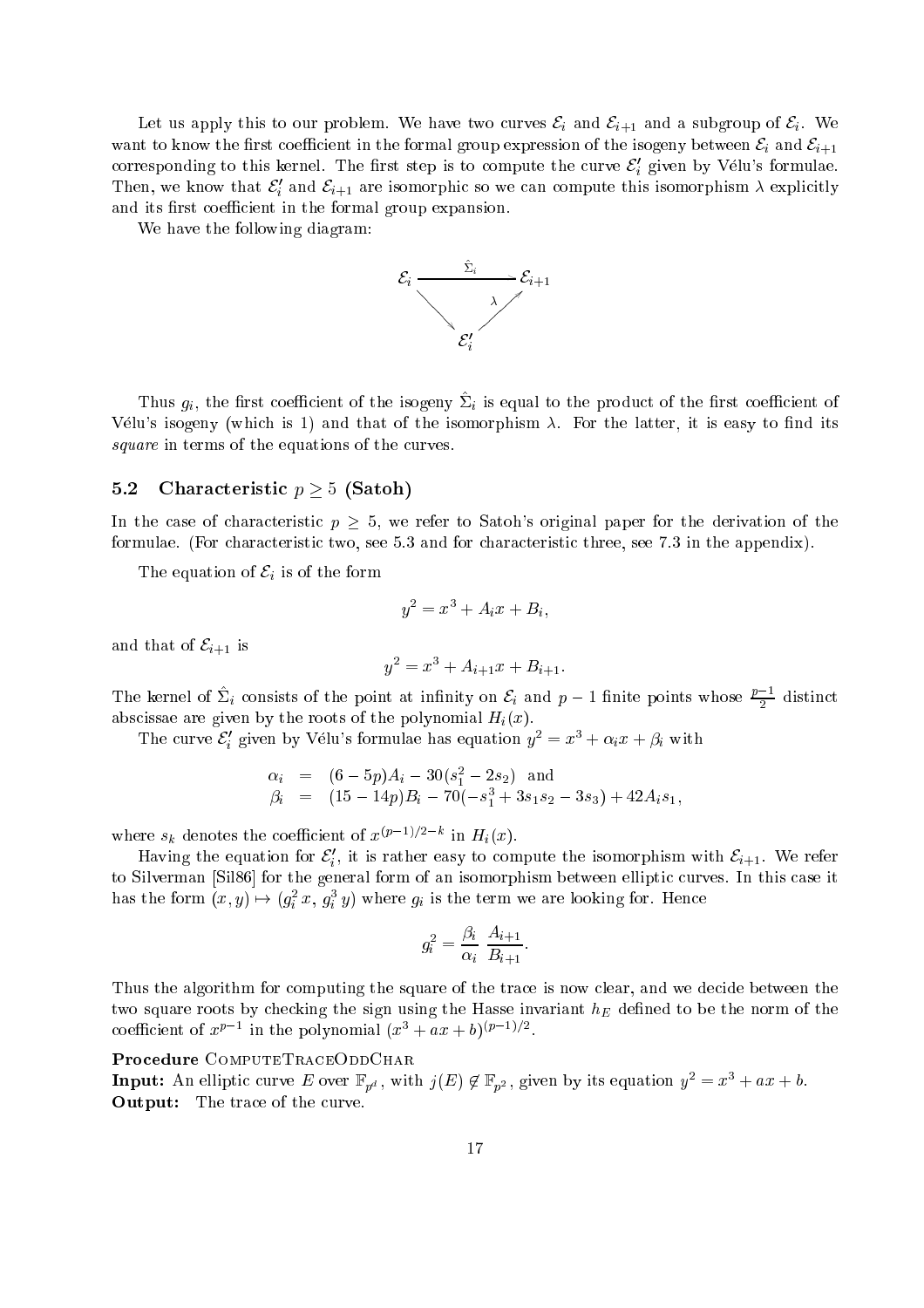Let us apply this to our problem. We have two curves $\mathcal{E}_i$ and $\mathcal{E}_{i+1}$ and a subgroup of $\mathcal{E}_i$. We want to know the first coefficient in the formal group expression of the isogeny between $\mathcal{E}_i$ and $\mathcal{E}_{i+1}$ corresponding to this kernel. The first step is to compute the curve $\mathcal{E}'_i$ given by Vélu's formulae. Then, we know that $\mathcal{E}'_i$ and $\mathcal{E}_{i+1}$ are isomorphic so we can compute this isomorphism $\lambda$ explicitly and its first coefficient in the formal group expansion.

We have the following diagram:

$$\begin{array}{ccc} \mathcal{E}_i & \xrightarrow{\hat{\Sigma}_i} & \mathcal{E}_{i+1} \\ & \searrow \quad \nearrow_{\lambda} & \\ & \mathcal{E}'_i & \end{array}$$

Thus $g_i$, the first coefficient of the isogeny $\hat{\Sigma}_i$ is equal to the product of the first coefficient of Vélu's isogeny (which is 1) and that of the isomorphism $\lambda$. For the latter, it is easy to find its *square* in terms of the equations of the curves.

### 5.2 Characteristic $p \geq 5$ (Satoh)

In the case of characteristic $p \geq 5$, we refer to Satoh's original paper for the derivation of the formulae. (For characteristic two, see 5.3 and for characteristic three, see 7.3 in the appendix).

The equation of $\mathcal{E}_i$ is of the form

$$y^2 = x^3 + A_i x + B_i,$$

and that of $\mathcal{E}_{i+1}$ is

$$y^2 = x^3 + A_{i+1} x + B_{i+1}.$$

The kernel of $\hat{\Sigma}_i$ consists of the point at infinity on $\mathcal{E}_i$ and $p-1$ finite points whose $\frac{p-1}{2}$ distinct abscissae are given by the roots of the polynomial $H_i(x)$.

The curve $\mathcal{E}'_i$ given by Vélu's formulae has equation $y^2 = x^3 + \alpha_i x + \beta_i$ with

$$\begin{aligned} \alpha_i &= (6-5p)A_i - 30(s_1^2 - 2s_2) \quad \text{and} \\ \beta_i &= (15-14p)B_i - 70(-s_1^3 + 3s_1 s_2 - 3s_3) + 42 A_i s_1, \end{aligned}$$

where $s_k$ denotes the coefficient of $x^{(p-1)/2-k}$ in $H_i(x)$.

Having the equation for $\mathcal{E}'_i$, it is rather easy to compute the isomorphism with $\mathcal{E}_{i+1}$. We refer to Silverman [Sil86] for the general form of an isomorphism between elliptic curves. In this case it has the form $(x, y) \mapsto (g_i^2 x, g_i^3 y)$ where $g_i$ is the term we are looking for. Hence

$$g_i^2 = \frac{\beta_i}{\alpha_i} \frac{A_{i+1}}{B_{i+1}}.$$

Thus the algorithm for computing the square of the trace is now clear, and we decide between the two square roots by checking the sign using the Hasse invariant $h_E$ defined to be the norm of the coefficient of $x^{p-1}$ in the polynomial $(x^3 + ax + b)^{(p-1)/2}$.

**Procedure** ComputeTraceOddChar
**Input:** An elliptic curve $E$ over $\mathbb{F}_{p^d}$, with $j(E) \notin \mathbb{F}_{p^2}$, given by its equation $y^2 = x^3 + ax + b$.
**Output:** The trace of the curve.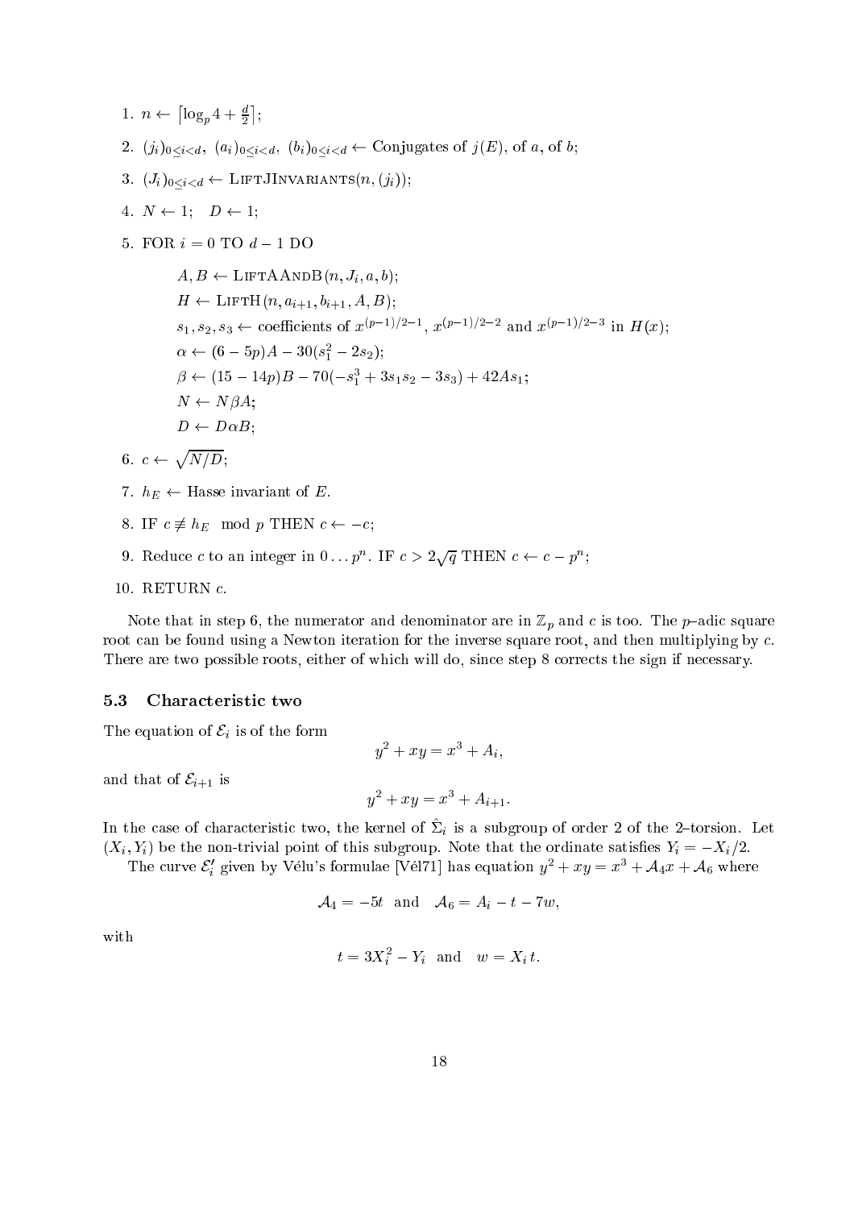1. $n \leftarrow \lceil \log_p 4 + \frac{d}{2} \rceil$;
2. $(j_i)_{0 \le i < d}$, $(a_i)_{0 \le i < d}$, $(b_i)_{0 \le i < d} \leftarrow$ Conjugates of $j(E)$, of $a$, of $b$;
3. $(J_i)_{0 \le i < d} \leftarrow$ LiftJInvariants$(n, (j_i))$;
4. $N \leftarrow 1$; $D \leftarrow 1$;
5. FOR $i = 0$ TO $d-1$ DO

   $A, B \leftarrow$ LiftAAndB$(n, J_i, a, b)$;

   $H \leftarrow$ LiftH$(n, a_{i+1}, b_{i+1}, A, B)$;

   $s_1, s_2, s_3 \leftarrow$ coefficients of $x^{(p-1)/2-1}$, $x^{(p-1)/2-2}$ and $x^{(p-1)/2-3}$ in $H(x)$;

   $\alpha \leftarrow (6 - 5p)A - 30(s_1^2 - 2s_2)$;

   $\beta \leftarrow (15 - 14p)B - 70(-s_1^3 + 3s_1s_2 - 3s_3) + 42As_1$;

   $N \leftarrow N\beta A$;

   $D \leftarrow D\alpha B$;

6. $c \leftarrow \sqrt{N/D}$;
7. $h_E \leftarrow$ Hasse invariant of $E$.
8. IF $c \not\equiv h_E \mod p$ THEN $c \leftarrow -c$;
9. Reduce $c$ to an integer in $0 \dots p^n$. IF $c > 2\sqrt{q}$ THEN $c \leftarrow c - p^n$;
10. RETURN $c$.

Note that in step 6, the numerator and denominator are in $\mathbb{Z}_p$ and $c$ is too. The $p$–adic square root can be found using a Newton iteration for the inverse square root, and then multiplying by $c$. There are two possible roots, either of which will do, since step 8 corrects the sign if necessary.

### 5.3 Characteristic two

The equation of $\mathcal{E}_i$ is of the form

$$y^2 + xy = x^3 + A_i,$$

and that of $\mathcal{E}_{i+1}$ is

$$y^2 + xy = x^3 + A_{i+1}.$$

In the case of characteristic two, the kernel of $\hat{\Sigma}_i$ is a subgroup of order 2 of the 2–torsion. Let $(X_i, Y_i)$ be the non-trivial point of this subgroup. Note that the ordinate satisfies $Y_i = -X_i/2$.

The curve $\mathcal{E}'_i$ given by Vélu's formulae [Vél71] has equation $y^2 + xy = x^3 + \mathcal{A}_4 x + \mathcal{A}_6$ where

$$\mathcal{A}_4 = -5t \quad \text{and} \quad \mathcal{A}_6 = A_i - t - 7w,$$

with

$$t = 3X_i^2 - Y_i \quad \text{and} \quad w = X_i t.$$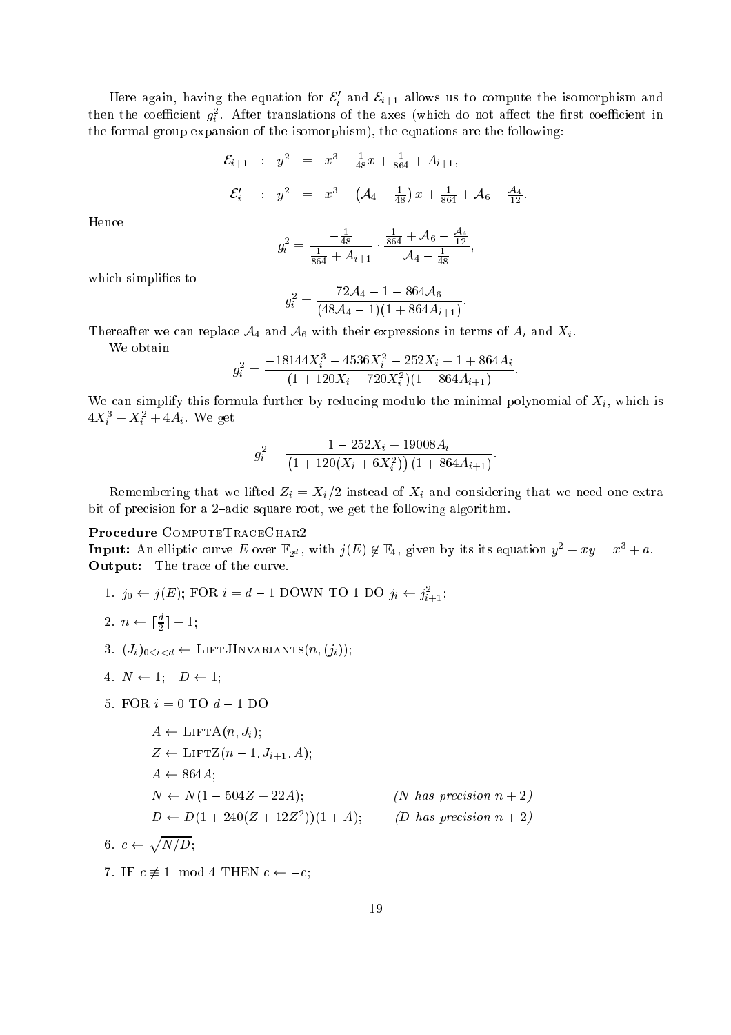Here again, having the equation for $\mathcal{E}'_i$ and $\mathcal{E}_{i+1}$ allows us to compute the isomorphism and then the coefficient $g_i^2$. After translations of the axes (which do not affect the first coefficient in the formal group expansion of the isomorphism), the equations are the following:

$$
\begin{aligned}
\mathcal{E}_{i+1} \quad &: \quad y^2 \quad = \quad x^3 - \tfrac{1}{48}x + \tfrac{1}{864} + A_{i+1}, \\
\mathcal{E}'_i \quad &: \quad y^2 \quad = \quad x^3 + \left(\mathcal{A}_4 - \tfrac{1}{48}\right)x + \tfrac{1}{864} + \mathcal{A}_6 - \tfrac{\mathcal{A}_4}{12}.
\end{aligned}
$$

Hence

$$
g_i^2 = \frac{-\frac{1}{48}}{\frac{1}{864} + A_{i+1}} \cdot \frac{\frac{1}{864} + \mathcal{A}_6 - \frac{\mathcal{A}_4}{12}}{\mathcal{A}_4 - \frac{1}{48}},
$$

which simplifies to

$$
g_i^2 = \frac{72\mathcal{A}_4 - 1 - 864\mathcal{A}_6}{(48\mathcal{A}_4 - 1)(1 + 864A_{i+1})}.
$$

Thereafter we can replace $\mathcal{A}_4$ and $\mathcal{A}_6$ with their expressions in terms of $A_i$ and $X_i$.

We obtain

$$
g_i^2 = \frac{-18144X_i^3 - 4536X_i^2 - 252X_i + 1 + 864A_i}{(1 + 120X_i + 720X_i^2)(1 + 864A_{i+1})}.
$$

We can simplify this formula further by reducing modulo the minimal polynomial of $X_i$, which is $4X_i^3 + X_i^2 + 4A_i$. We get

$$
g_i^2 = \frac{1 - 252X_i + 19008A_i}{\left(1 + 120(X_i + 6X_i^2)\right)(1 + 864A_{i+1})}.
$$

Remembering that we lifted $Z_i = X_i/2$ instead of $X_i$ and considering that we need one extra bit of precision for a 2–adic square root, we get the following algorithm.

**Procedure** ComputeTraceChar2
**Input:** An elliptic curve $E$ over $\mathbb{F}_{2^d}$, with $j(E) \notin \mathbb{F}_4$, given by its its equation $y^2 + xy = x^3 + a$.
**Output:** The trace of the curve.

1. $j_0 \leftarrow j(E)$; FOR $i = d-1$ DOWN TO 1 DO $j_i \leftarrow j_{i+1}^2$;
2. $n \leftarrow \lceil \frac{d}{2} \rceil + 1$;
3. $(J_i)_{0 \le i < d} \leftarrow$ LiftJInvariants$(n, (j_i))$;
4. $N \leftarrow 1$;   $D \leftarrow 1$;
5. FOR $i = 0$ TO $d - 1$ DO

   $A \leftarrow$ LiftA$(n, J_i)$;
   $Z \leftarrow$ LiftZ$(n-1, J_{i+1}, A)$;
   $A \leftarrow 864A$;
   $N \leftarrow N(1 - 504Z + 22A)$;   *(N has precision n + 2)*
   $D \leftarrow D(1 + 240(Z + 12Z^2))(1 + A)$;   *(D has precision n + 2)*

6. $c \leftarrow \sqrt{N/D}$;
7. IF $c \not\equiv 1 \mod 4$ THEN $c \leftarrow -c$;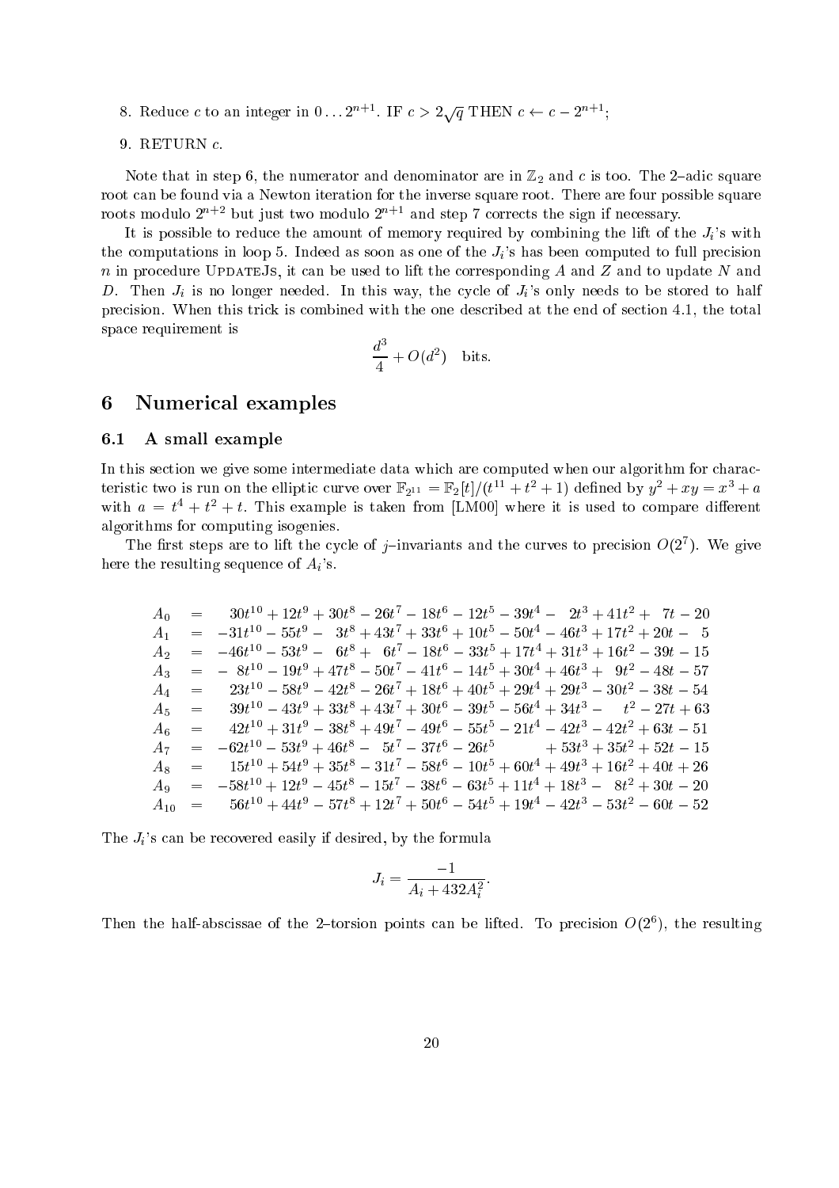8. Reduce $c$ to an integer in $0 \dots 2^{n+1}$. IF $c > 2\sqrt{q}$ THEN $c \leftarrow c - 2^{n+1}$;

9. RETURN $c$.

Note that in step 6, the numerator and denominator are in $\mathbb{Z}_2$ and $c$ is too. The 2–adic square root can be found via a Newton iteration for the inverse square root. There are four possible square roots modulo $2^{n+2}$ but just two modulo $2^{n+1}$ and step 7 corrects the sign if necessary.

It is possible to reduce the amount of memory required by combining the lift of the $J_i$'s with the computations in loop 5. Indeed as soon as one of the $J_i$'s has been computed to full precision $n$ in procedure UpdateJs, it can be used to lift the corresponding $A$ and $Z$ and to update $N$ and $D$. Then $J_i$ is no longer needed. In this way, the cycle of $J_i$'s only needs to be stored to half precision. When this trick is combined with the one described at the end of section 4.1, the total space requirement is

$$\frac{d^3}{4} + O(d^2) \quad \text{bits.}$$

# 6 Numerical examples

## 6.1 A small example

In this section we give some intermediate data which are computed when our algorithm for characteristic two is run on the elliptic curve over $\mathbb{F}_{2^{11}} = \mathbb{F}_2[t]/(t^{11} + t^2 + 1)$ defined by $y^2 + xy = x^3 + a$ with $a = t^4 + t^2 + t$. This example is taken from [LM00] where it is used to compare different algorithms for computing isogenies.

The first steps are to lift the cycle of $j$–invariants and the curves to precision $O(2^7)$. We give here the resulting sequence of $A_i$'s.

$$\begin{aligned}
A_0 &= 30t^{10} + 12t^9 + 30t^8 - 26t^7 - 18t^6 - 12t^5 - 39t^4 - 2t^3 + 41t^2 + 7t - 20 \\
A_1 &= -31t^{10} - 55t^9 - 3t^8 + 43t^7 + 33t^6 + 10t^5 - 50t^4 - 46t^3 + 17t^2 + 20t - 5 \\
A_2 &= -46t^{10} - 53t^9 - 6t^8 + 6t^7 - 18t^6 - 33t^5 + 17t^4 + 31t^3 + 16t^2 - 39t - 15 \\
A_3 &= -8t^{10} - 19t^9 + 47t^8 - 50t^7 - 41t^6 - 14t^5 + 30t^4 + 46t^3 + 9t^2 - 48t - 57 \\
A_4 &= 23t^{10} - 58t^9 - 42t^8 - 26t^7 + 18t^6 + 40t^5 + 29t^4 + 29t^3 - 30t^2 - 38t - 54 \\
A_5 &= 39t^{10} - 43t^9 + 33t^8 + 43t^7 + 30t^6 - 39t^5 - 56t^4 + 34t^3 - t^2 - 27t + 63 \\
A_6 &= 42t^{10} + 31t^9 - 38t^8 + 49t^7 - 49t^6 - 55t^5 - 21t^4 - 42t^3 - 42t^2 + 63t - 51 \\
A_7 &= -62t^{10} - 53t^9 + 46t^8 - 5t^7 - 37t^6 - 26t^5 + 53t^3 + 35t^2 + 52t - 15 \\
A_8 &= 15t^{10} + 54t^9 + 35t^8 - 31t^7 - 58t^6 - 10t^5 + 60t^4 + 49t^3 + 16t^2 + 40t + 26 \\
A_9 &= -58t^{10} + 12t^9 - 45t^8 - 15t^7 - 38t^6 - 63t^5 + 11t^4 + 18t^3 - 8t^2 + 30t - 20 \\
A_{10} &= 56t^{10} + 44t^9 - 57t^8 + 12t^7 + 50t^6 - 54t^5 + 19t^4 - 42t^3 - 53t^2 - 60t - 52
\end{aligned}$$

The $J_i$'s can be recovered easily if desired, by the formula

$$J_i = \frac{-1}{A_i + 432A_i^2}.$$

Then the half-abscissae of the 2–torsion points can be lifted. To precision $O(2^6)$, the resulting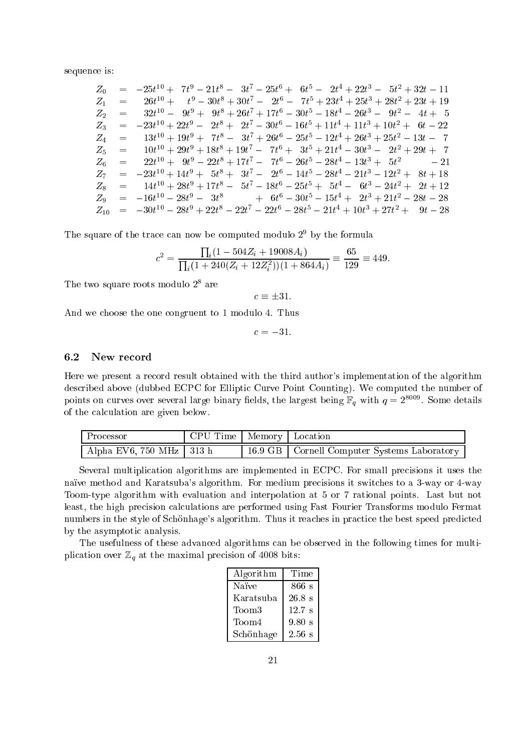sequence is:

$$
\begin{array}{rcl}
Z_0 &=& -25t^{10} + 7t^9 - 21t^8 - 3t^7 - 25t^6 + 6t^5 - 2t^4 + 22t^3 - 5t^2 + 32t - 11 \\
Z_1 &=& 26t^{10} + t^9 - 30t^8 + 30t^7 - 2t^6 - 7t^5 + 23t^4 + 25t^3 + 28t^2 + 23t + 19 \\
Z_2 &=& 32t^{10} - 9t^9 + 9t^8 + 26t^7 + 17t^6 - 30t^5 - 18t^4 - 26t^3 - 9t^2 - 4t + 5 \\
Z_3 &=& -23t^{10} + 22t^9 - 2t^8 + 2t^7 - 30t^6 - 16t^5 + 11t^4 + 11t^3 + 10t^2 + 6t - 22 \\
Z_4 &=& 13t^{10} + 19t^9 + 7t^8 - 3t^7 + 26t^6 - 25t^5 - 12t^4 + 26t^3 + 25t^2 - 13t - 7 \\
Z_5 &=& 10t^{10} + 29t^9 + 18t^8 + 19t^7 - 7t^6 + 3t^5 + 21t^4 - 30t^3 - 2t^2 + 29t + 7 \\
Z_6 &=& 22t^{10} + 9t^9 - 22t^8 + 17t^7 - 7t^6 - 26t^5 - 28t^4 - 13t^3 + 5t^2 - 21 \\
Z_7 &=& -23t^{10} + 14t^9 + 5t^8 + 3t^7 - 2t^6 - 14t^5 - 28t^4 - 21t^3 - 12t^2 + 8t + 18 \\
Z_8 &=& 14t^{10} + 28t^9 + 17t^8 - 5t^7 - 18t^6 - 25t^5 + 5t^4 - 6t^3 - 24t^2 + 2t + 12 \\
Z_9 &=& -16t^{10} - 28t^9 - 3t^8 + 6t^6 - 30t^5 - 15t^4 + 2t^3 + 21t^2 - 28t - 28 \\
Z_{10} &=& -30t^{10} - 28t^9 + 22t^8 - 22t^7 - 22t^6 - 28t^5 - 21t^4 + 10t^3 + 27t^2 + 9t - 28
\end{array}
$$

The square of the trace can now be computed modulo $2^9$ by the formula

$$
c^2 = \frac{\prod_i (1 - 504 Z_i + 19008 A_i)}{\prod_i (1 + 240(Z_i + 12 Z_i^2))(1 + 864 A_i)} \equiv \frac{65}{129} \equiv 449.
$$

The two square roots modulo $2^8$ are

$$
c \equiv \pm 31.
$$

And we choose the one congruent to 1 modulo 4. Thus

$$
c = -31.
$$

### 6.2 New record

Here we present a record result obtained with the third author's implementation of the algorithm described above (dubbed ECPC for Elliptic Curve Point Counting). We computed the number of points on curves over several large binary fields, the largest being $\mathbb{F}_q$ with $q = 2^{8009}$. Some details of the calculation are given below.

| Processor | CPU Time | Memory | Location |
|---|---|---|---|
| Alpha EV6, 750 MHz | 313 h | 16.9 GB | Cornell Computer Systems Laboratory |

Several multiplication algorithms are implemented in ECPC. For small precisions it uses the naïve method and Karatsuba's algorithm. For medium precisions it switches to a 3-way or 4-way Toom-type algorithm with evaluation and interpolation at 5 or 7 rational points. Last but not least, the high precision calculations are performed using Fast Fourier Transforms modulo Fermat numbers in the style of Schönhage's algorithm. Thus it reaches in practice the best speed predicted by the asymptotic analysis.

The usefulness of these advanced algorithms can be observed in the following times for multiplication over $\mathbb{Z}_q$ at the maximal precision of 4008 bits:

| Algorithm | Time |
|---|---|
| Naïve | 866 s |
| Karatsuba | 26.8 s |
| Toom3 | 12.7 s |
| Toom4 | 9.80 s |
| Schönhage | 2.56 s |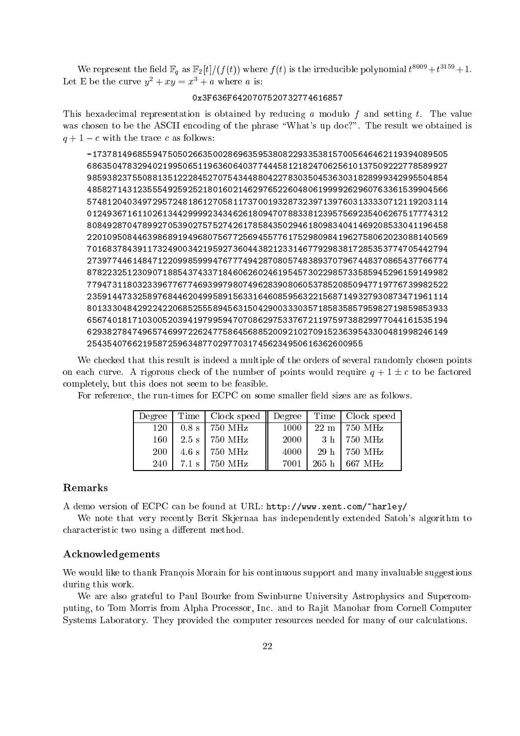We represent the field $\mathbb{F}_q$ as $\mathbb{F}_2[t]/(f(t))$ where $f(t)$ is the irreducible polynomial $t^{8009}+t^{3159}+1$. Let E be the curve $y^2+xy=x^3+a$ where $a$ is:

```
0x3F636F642070752073277461685
```

This hexadecimal representation is obtained by reducing $a$ modulo $f$ and setting $t$. The value was chosen to be the ASCII encoding of the phrase "What's up doc?". The result we obtained is $q+1-c$ with the trace $c$ as follows:

```
-17378149685594750502663500286963595380822933538157005646462119394089505
686350478329402199506511963606403774445812182470625610137509222778589927
985938237550881351222845270754344880422783035045363031828999342995504854
485827143123555492592521801602146297652260480619999262960763361539904566
574812040349729572481861270581173700193287323971397603133330712119203114
012493671611026134429999234346261809470788338123957569235406267517774312
808492870478992705390275752742617858435029461809834041469208533041196458
220109508446398689194968075677256945577617529809841962758062023088140569
701683784391173249003421959273604438212331467792983817285353774705442794
273977446148471220998599947677749428708057483893707967448370865437766774
878223251230907188543743371846062602461954573022985733585945296159149982
779473118032339677677469399798074962839080605378520850947719776739982522
235914473325897684462049958915633164608595632215687149327930873471961114
801333048429224220685255589456315042900333035718583585795982719859853933
656740181710300520394197995947070862975337672119759738829977044161535194
629382784749657469972262477586456885200921027091523639543300481998246149
254354076621958725963487702977031745623495061636260955
```

We checked that this result is indeed a multiple of the orders of several randomly chosen points on each curve. A rigorous check of the number of points would require $q+1\pm c$ to be factored completely, but this does not seem to be feasible.

For reference, the run-times for ECPC on some smaller field sizes are as follows.

| Degree | Time | Clock speed | Degree | Time | Clock speed |
|---|---|---|---|---|---|
| 120 | 0.8 s | 750 MHz | 1000 | 22 m | 750 MHz |
| 160 | 2.5 s | 750 MHz | 2000 | 3 h | 750 MHz |
| 200 | 4.6 s | 750 MHz | 4000 | 29 h | 750 MHz |
| 240 | 7.1 s | 750 MHz | 7001 | 265 h | 667 MHz |

## Remarks

A demo version of ECPC can be found at URL: `http://www.xent.com/~harley/`

We note that very recently Berit Skjernaa has independently extended Satoh's algorithm to characteristic two using a different method.

## Acknowledgements

We would like to thank François Morain for his continuous support and many invaluable suggestions during this work.

We are also grateful to Paul Bourke from Swinburne University Astrophysics and Supercomputing, to Tom Morris from Alpha Processor, Inc. and to Rajit Manohar from Cornell Computer Systems Laboratory. They provided the computer resources needed for many of our calculations.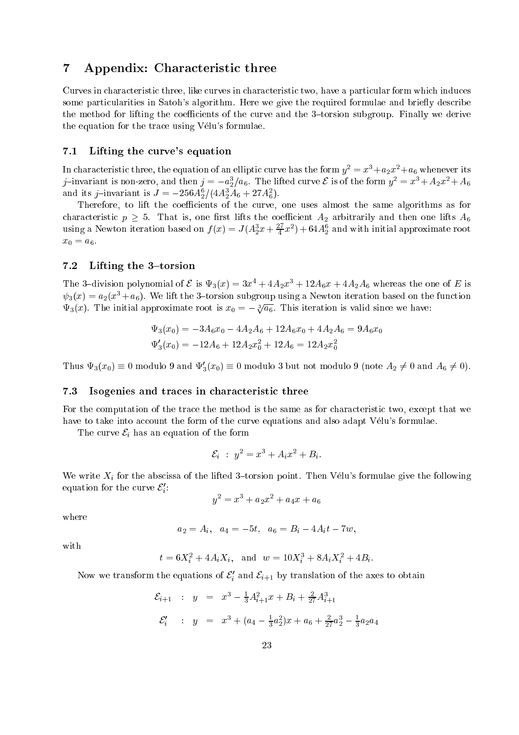# 7 Appendix: Characteristic three

Curves in characteristic three, like curves in characteristic two, have a particular form which induces some particularities in Satoh's algorithm. Here we give the required formulae and briefly describe the method for lifting the coefficients of the curve and the 3–torsion subgroup. Finally we derive the equation for the trace using Vélu's formulae.

## 7.1 Lifting the curve's equation

In characteristic three, the equation of an elliptic curve has the form $y^2 = x^3 + a_2x^2 + a_6$ whenever its $j$–invariant is non-zero, and then $j = -a_2^3/a_6$. The lifted curve $\mathcal{E}$ is of the form $y^2 = x^3 + A_2x^2 + A_6$ and its $j$–invariant is $J = -256A_2^6/(4A_2^3A_6 + 27A_6^2)$.

Therefore, to lift the coefficients of the curve, one uses almost the same algorithms as for characteristic $p \geq 5$. That is, one first lifts the coefficient $A_2$ arbitrarily and then one lifts $A_6$ using a Newton iteration based on $f(x) = J(A_2^3x + \frac{27}{4}x^2) + 64A_2^6$ and with initial approximate root $x_0 = a_6$.

## 7.2 Lifting the 3–torsion

The 3–division polynomial of $\mathcal{E}$ is $\Psi_3(x) = 3x^4 + 4A_2x^3 + 12A_6x + 4A_2A_6$ whereas the one of $E$ is $\psi_3(x) = a_2(x^3 + a_6)$. We lift the 3–torsion subgroup using a Newton iteration based on the function $\Psi_3(x)$. The initial approximate root is $x_0 = -\sqrt[3]{a_6}$. This iteration is valid since we have:

$$\Psi_3(x_0) = -3A_6x_0 - 4A_2A_6 + 12A_6x_0 + 4A_2A_6 = 9A_6x_0$$

$$\Psi_3'(x_0) = -12A_6 + 12A_2x_0^2 + 12A_6 = 12A_2x_0^2$$

Thus $\Psi_3(x_0) \equiv 0$ modulo 9 and $\Psi_3'(x_0) \equiv 0$ modulo 3 but not modulo 9 (note $A_2 \neq 0$ and $A_6 \neq 0$).

## 7.3 Isogenies and traces in characteristic three

For the computation of the trace the method is the same as for characteristic two, except that we have to take into account the form of the curve equations and also adapt Vélu's formulae.

The curve $\mathcal{E}_i$ has an equation of the form

$$\mathcal{E}_i \;:\; y^2 = x^3 + A_ix^2 + B_i.$$

We write $X_i$ for the abscissa of the lifted 3–torsion point. Then Vélu's formulae give the following equation for the curve $\mathcal{E}_i'$:

$$y^2 = x^3 + a_2x^2 + a_4x + a_6$$

where

$$a_2 = A_i, \quad a_4 = -5t, \quad a_6 = B_i - 4A_it - 7w,$$

with

$$t = 6X_i^2 + 4A_iX_i, \quad \text{and} \quad w = 10X_i^3 + 8A_iX_i^2 + 4B_i.$$

Now we transform the equations of $\mathcal{E}_i'$ and $\mathcal{E}_{i+1}$ by translation of the axes to obtain

$$\begin{aligned}
\mathcal{E}_{i+1} \quad &: \quad y \quad = \quad x^3 - \tfrac{1}{3}A_{i+1}^2x + B_i + \tfrac{2}{27}A_{i+1}^3 \\
\mathcal{E}_i' \quad &: \quad y \quad = \quad x^3 + (a_4 - \tfrac{1}{3}a_2^2)x + a_6 + \tfrac{2}{27}a_2^3 - \tfrac{1}{3}a_2a_4
\end{aligned}$$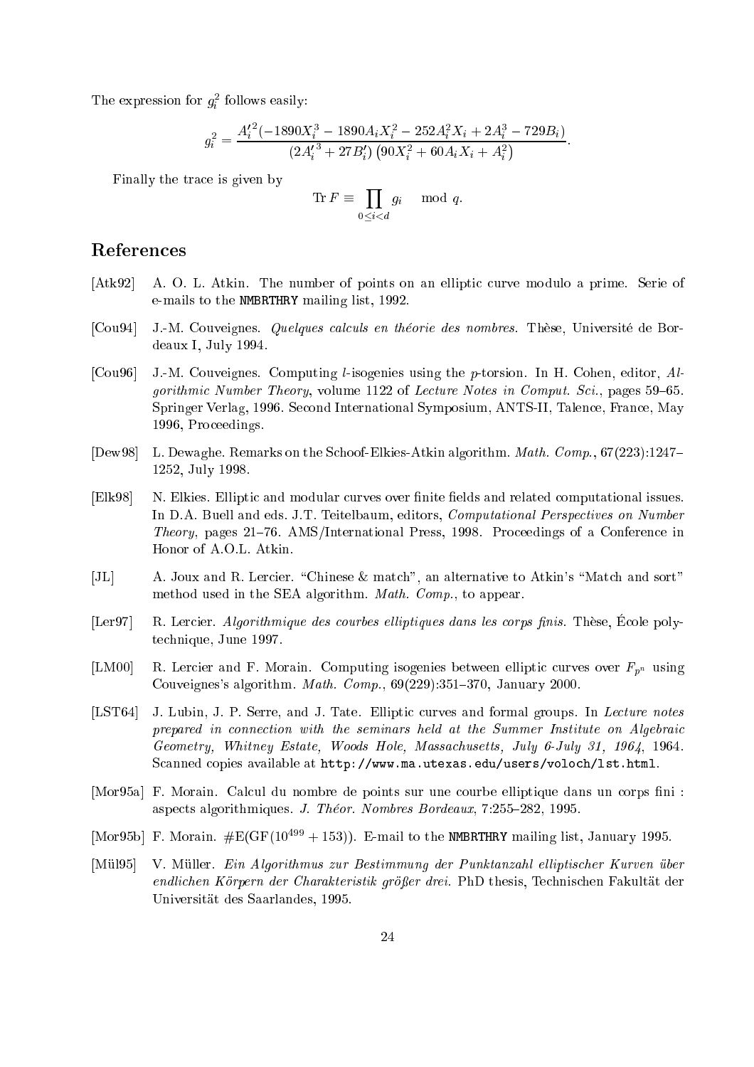The expression for $g_i^2$ follows easily:

$$g_i^2 = \frac{A_i'^2(-1890X_i^3 - 1890A_iX_i^2 - 252A_i^2X_i + 2A_i^3 - 729B_i)}{(2A_i'^3 + 27B_i')\left(90X_i^2 + 60A_iX_i + A_i^2\right)}.$$

Finally the trace is given by

$$\operatorname{Tr} F \equiv \prod_{0 \leq i < d} g_i \mod q.$$

## References

[Atk92] A. O. L. Atkin. The number of points on an elliptic curve modulo a prime. Serie of e-mails to the NMBRTHRY mailing list, 1992.

[Cou94] J.-M. Couveignes. *Quelques calculs en théorie des nombres*. Thèse, Université de Bordeaux I, July 1994.

[Cou96] J.-M. Couveignes. Computing $l$-isogenies using the $p$-torsion. In H. Cohen, editor, *Algorithmic Number Theory*, volume 1122 of *Lecture Notes in Comput. Sci.*, pages 59–65. Springer Verlag, 1996. Second International Symposium, ANTS-II, Talence, France, May 1996, Proceedings.

[Dew98] L. Dewaghe. Remarks on the Schoof-Elkies-Atkin algorithm. *Math. Comp.*, 67(223):1247–1252, July 1998.

[Elk98] N. Elkies. Elliptic and modular curves over finite fields and related computational issues. In D.A. Buell and eds. J.T. Teitelbaum, editors, *Computational Perspectives on Number Theory*, pages 21–76. AMS/International Press, 1998. Proceedings of a Conference in Honor of A.O.L. Atkin.

[JL] A. Joux and R. Lercier. "Chinese & match", an alternative to Atkin's "Match and sort" method used in the SEA algorithm. *Math. Comp.*, to appear.

[Ler97] R. Lercier. *Algorithmique des courbes elliptiques dans les corps finis*. Thèse, École polytechnique, June 1997.

[LM00] R. Lercier and F. Morain. Computing isogenies between elliptic curves over $F_{p^n}$ using Couveignes's algorithm. *Math. Comp.*, 69(229):351–370, January 2000.

[LST64] J. Lubin, J. P. Serre, and J. Tate. Elliptic curves and formal groups. In *Lecture notes prepared in connection with the seminars held at the Summer Institute on Algebraic Geometry, Whitney Estate, Woods Hole, Massachusetts, July 6-July 31, 1964*, 1964. Scanned copies available at http://www.ma.utexas.edu/users/voloch/lst.html.

[Mor95a] F. Morain. Calcul du nombre de points sur une courbe elliptique dans un corps fini : aspects algorithmiques. *J. Théor. Nombres Bordeaux*, 7:255–282, 1995.

[Mor95b] F. Morain. $\#E(GF(10^{499} + 153))$. E-mail to the NMBRTHRY mailing list, January 1995.

[Mül95] V. Müller. *Ein Algorithmus zur Bestimmung der Punktanzahl elliptischer Kurven über endlichen Körpern der Charakteristik größer drei*. PhD thesis, Technischen Fakultät der Universität des Saarlandes, 1995.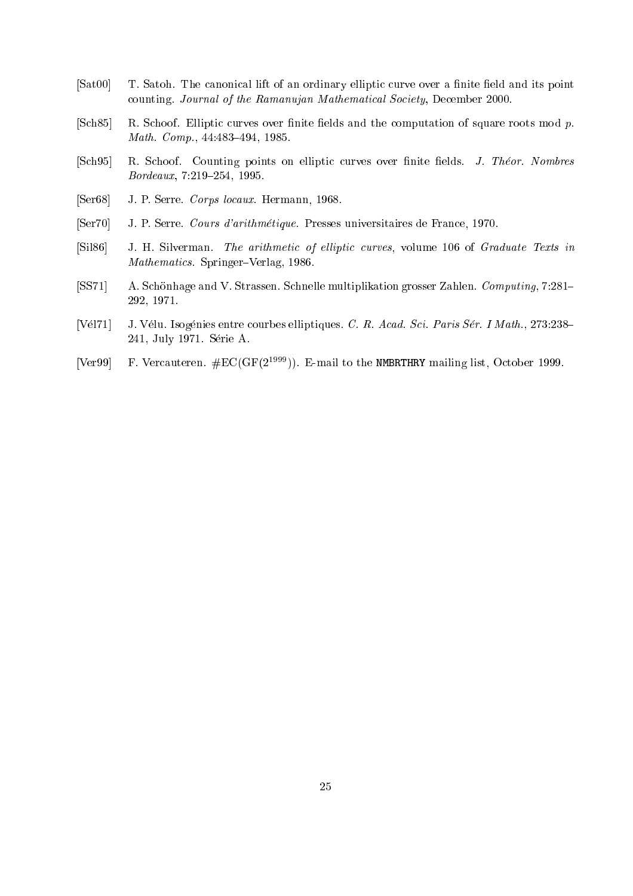[Sat00] T. Satoh. The canonical lift of an ordinary elliptic curve over a finite field and its point counting. *Journal of the Ramanujan Mathematical Society*, December 2000.

[Sch85] R. Schoof. Elliptic curves over finite fields and the computation of square roots mod $p$. *Math. Comp.*, 44:483–494, 1985.

[Sch95] R. Schoof. Counting points on elliptic curves over finite fields. *J. Théor. Nombres Bordeaux*, 7:219–254, 1995.

[Ser68] J. P. Serre. *Corps locaux*. Hermann, 1968.

[Ser70] J. P. Serre. *Cours d'arithmétique*. Presses universitaires de France, 1970.

[Sil86] J. H. Silverman. *The arithmetic of elliptic curves*, volume 106 of *Graduate Texts in Mathematics*. Springer–Verlag, 1986.

[SS71] A. Schönhage and V. Strassen. Schnelle multiplikation grosser Zahlen. *Computing*, 7:281–292, 1971.

[Vél71] J. Vélu. Isogénies entre courbes elliptiques. *C. R. Acad. Sci. Paris Sér. I Math.*, 273:238–241, July 1971. Série A.

[Ver99] F. Vercauteren. $\#\mathrm{EC}(\mathrm{GF}(2^{1999}))$. E-mail to the `NMBRTHRY` mailing list, October 1999.